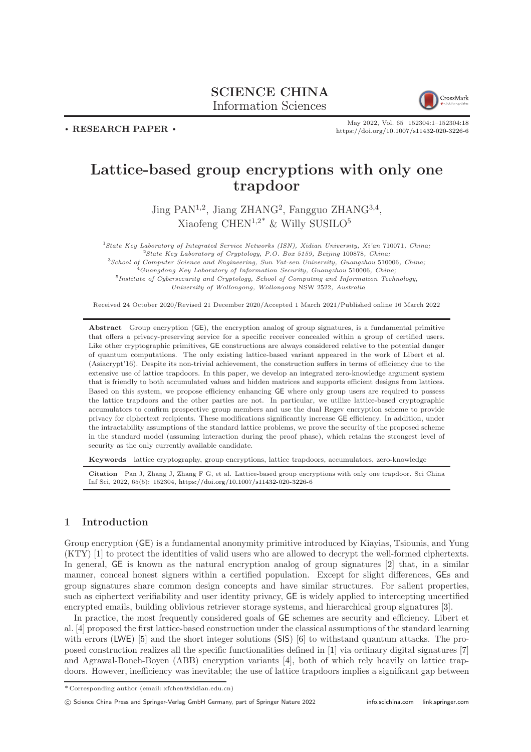SCIENCE CHINA
Information Sciences

• RESEARCH PAPER •

May 2022, Vol. 65 152304:1–152304:18
https://doi.org/10.1007/s11432-020-3226-6

# Lattice-based group encryptions with only one trapdoor

Jing PAN[1,2], Jiang ZHANG[2], Fangguo ZHANG[3,4], Xiaofeng CHEN[1,2*] & Willy SUSILO[5]

[1]*State Key Laboratory of Integrated Service Networks (ISN), Xidian University, Xi'an* 710071*, China;*
[2]*State Key Laboratory of Cryptology, P.O. Box 5159, Beijing* 100878*, China;*
[3]*School of Computer Science and Engineering, Sun Yat-sen University, Guangzhou* 510006*, China;*
[4]*Guangdong Key Laboratory of Information Security, Guangzhou* 510006*, China;*
[5]*Institute of Cybersecurity and Cryptology, School of Computing and Information Technology, University of Wollongong, Wollongong* NSW 2522*, Australia*

Received 24 October 2020/Revised 21 December 2020/Accepted 1 March 2021/Published online 16 March 2022

**Abstract** Group encryption (GE), the encryption analog of group signatures, is a fundamental primitive that offers a privacy-preserving service for a specific receiver concealed within a group of certified users. Like other cryptographic primitives, GE constructions are always considered relative to the potential danger of quantum computations. The only existing lattice-based variant appeared in the work of Libert et al. (Asiacrypt'16). Despite its non-trivial achievement, the construction suffers in terms of efficiency due to the extensive use of lattice trapdoors. In this paper, we develop an integrated zero-knowledge argument system that is friendly to both accumulated values and hidden matrices and supports efficient designs from lattices. Based on this system, we propose efficiency enhancing GE where only group users are required to possess the lattice trapdoors and the other parties are not. In particular, we utilize lattice-based cryptographic accumulators to confirm prospective group members and use the dual Regev encryption scheme to provide privacy for ciphertext recipients. These modifications significantly increase GE efficiency. In addition, under the intractability assumptions of the standard lattice problems, we prove the security of the proposed scheme in the standard model (assuming interaction during the proof phase), which retains the strongest level of security as the only currently available candidate.

**Keywords** lattice cryptography, group encryptions, lattice trapdoors, accumulators, zero-knowledge

**Citation** Pan J, Zhang J, Zhang F G, et al. Lattice-based group encryptions with only one trapdoor. Sci China Inf Sci, 2022, 65(5): 152304, https://doi.org/10.1007/s11432-020-3226-6

## 1 Introduction

Group encryption (GE) is a fundamental anonymity primitive introduced by Kiayias, Tsiounis, and Yung (KTY) [1] to protect the identities of valid users who are allowed to decrypt the well-formed ciphertexts. In general, GE is known as the natural encryption analog of group signatures [2] that, in a similar manner, conceal honest signers within a certified population. Except for slight differences, GEs and group signatures share common design concepts and have similar structures. For salient properties, such as ciphertext verifiability and user identity privacy, GE is widely applied to intercepting uncertified encrypted emails, building oblivious retriever storage systems, and hierarchical group signatures [3].

In practice, the most frequently considered goals of GE schemes are security and efficiency. Libert et al. [4] proposed the first lattice-based construction under the classical assumptions of the standard learning with errors (LWE) [5] and the short integer solutions (SIS) [6] to withstand quantum attacks. The proposed construction realizes all the specific functionalities defined in [1] via ordinary digital signatures [7] and Agrawal-Boneh-Boyen (ABB) encryption variants [4], both of which rely heavily on lattice trapdoors. However, inefficiency was inevitable; the use of lattice trapdoors implies a significant gap between

* Corresponding author (email: xfchen@xidian.edu.cn)

© Science China Press and Springer-Verlag GmbH Germany, part of Springer Nature 2022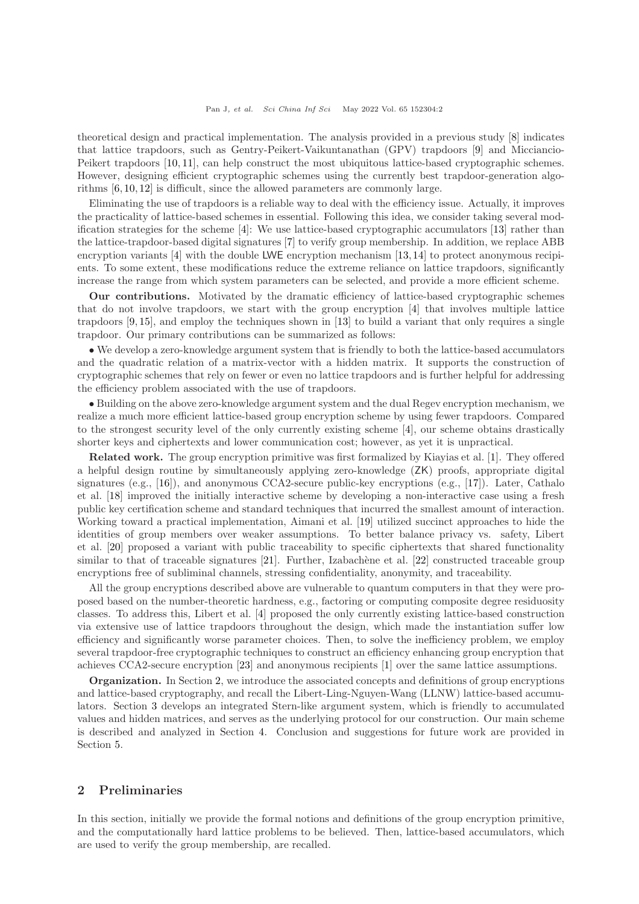theoretical design and practical implementation. The analysis provided in a previous study [8] indicates that lattice trapdoors, such as Gentry-Peikert-Vaikuntanathan (GPV) trapdoors [9] and Micciancio-Peikert trapdoors [10, 11], can help construct the most ubiquitous lattice-based cryptographic schemes. However, designing efficient cryptographic schemes using the currently best trapdoor-generation algorithms [6, 10, 12] is difficult, since the allowed parameters are commonly large.

Eliminating the use of trapdoors is a reliable way to deal with the efficiency issue. Actually, it improves the practicality of lattice-based schemes in essential. Following this idea, we consider taking several modification strategies for the scheme [4]: We use lattice-based cryptographic accumulators [13] rather than the lattice-trapdoor-based digital signatures [7] to verify group membership. In addition, we replace ABB encryption variants [4] with the double LWE encryption mechanism [13, 14] to protect anonymous recipients. To some extent, these modifications reduce the extreme reliance on lattice trapdoors, significantly increase the range from which system parameters can be selected, and provide a more efficient scheme.

**Our contributions.** Motivated by the dramatic efficiency of lattice-based cryptographic schemes that do not involve trapdoors, we start with the group encryption [4] that involves multiple lattice trapdoors [9, 15], and employ the techniques shown in [13] to build a variant that only requires a single trapdoor. Our primary contributions can be summarized as follows:

• We develop a zero-knowledge argument system that is friendly to both the lattice-based accumulators and the quadratic relation of a matrix-vector with a hidden matrix. It supports the construction of cryptographic schemes that rely on fewer or even no lattice trapdoors and is further helpful for addressing the efficiency problem associated with the use of trapdoors.

• Building on the above zero-knowledge argument system and the dual Regev encryption mechanism, we realize a much more efficient lattice-based group encryption scheme by using fewer trapdoors. Compared to the strongest security level of the only currently existing scheme [4], our scheme obtains drastically shorter keys and ciphertexts and lower communication cost; however, as yet it is unpractical.

**Related work.** The group encryption primitive was first formalized by Kiayias et al. [1]. They offered a helpful design routine by simultaneously applying zero-knowledge (ZK) proofs, appropriate digital signatures (e.g., [16]), and anonymous CCA2-secure public-key encryptions (e.g., [17]). Later, Cathalo et al. [18] improved the initially interactive scheme by developing a non-interactive case using a fresh public key certification scheme and standard techniques that incurred the smallest amount of interaction. Working toward a practical implementation, Aimani et al. [19] utilized succinct approaches to hide the identities of group members over weaker assumptions. To better balance privacy vs. safety, Libert et al. [20] proposed a variant with public traceability to specific ciphertexts that shared functionality similar to that of traceable signatures [21]. Further, Izabachène et al. [22] constructed traceable group encryptions free of subliminal channels, stressing confidentiality, anonymity, and traceability.

All the group encryptions described above are vulnerable to quantum computers in that they were proposed based on the number-theoretic hardness, e.g., factoring or computing composite degree residuosity classes. To address this, Libert et al. [4] proposed the only currently existing lattice-based construction via extensive use of lattice trapdoors throughout the design, which made the instantiation suffer low efficiency and significantly worse parameter choices. Then, to solve the inefficiency problem, we employ several trapdoor-free cryptographic techniques to construct an efficiency enhancing group encryption that achieves CCA2-secure encryption [23] and anonymous recipients [1] over the same lattice assumptions.

**Organization.** In Section 2, we introduce the associated concepts and definitions of group encryptions and lattice-based cryptography, and recall the Libert-Ling-Nguyen-Wang (LLNW) lattice-based accumulators. Section 3 develops an integrated Stern-like argument system, which is friendly to accumulated values and hidden matrices, and serves as the underlying protocol for our construction. Our main scheme is described and analyzed in Section 4. Conclusion and suggestions for future work are provided in Section 5.

## 2 Preliminaries

In this section, initially we provide the formal notions and definitions of the group encryption primitive, and the computationally hard lattice problems to be believed. Then, lattice-based accumulators, which are used to verify the group membership, are recalled.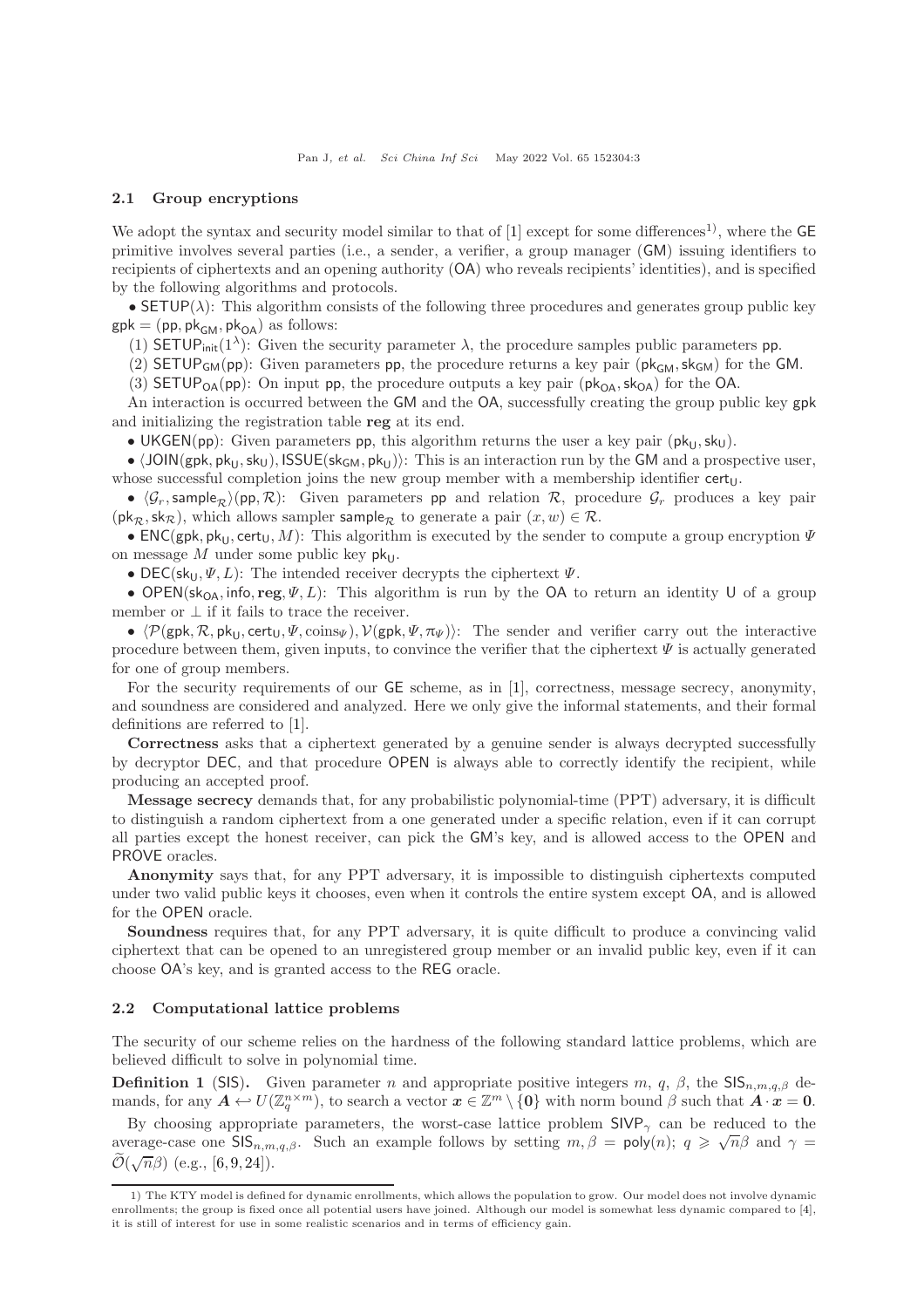### 2.1 Group encryptions

We adopt the syntax and security model similar to that of [1] except for some differences[1]), where the GE primitive involves several parties (i.e., a sender, a verifier, a group manager (GM) issuing identifiers to recipients of ciphertexts and an opening authority (OA) who reveals recipients' identities), and is specified by the following algorithms and protocols.

• $\mathsf{SETUP}(\lambda)$: This algorithm consists of the following three procedures and generates group public key $\mathsf{gpk} = (\mathsf{pp}, \mathsf{pk}_{\mathsf{GM}}, \mathsf{pk}_{\mathsf{OA}})$ as follows:

(1) $\mathsf{SETUP}_{\mathsf{init}}(1^\lambda)$: Given the security parameter $\lambda$, the procedure samples public parameters $\mathsf{pp}$.

(2) $\mathsf{SETUP}_{\mathsf{GM}}(\mathsf{pp})$: Given parameters $\mathsf{pp}$, the procedure returns a key pair $(\mathsf{pk}_{\mathsf{GM}}, \mathsf{sk}_{\mathsf{GM}})$ for the GM.

(3) $\mathsf{SETUP}_{\mathsf{OA}}(\mathsf{pp})$: On input $\mathsf{pp}$, the procedure outputs a key pair $(\mathsf{pk}_{\mathsf{OA}}, \mathsf{sk}_{\mathsf{OA}})$ for the OA.

An interaction is occurred between the GM and the OA, successfully creating the group public key $\mathsf{gpk}$ and initializing the registration table $\mathbf{reg}$ at its end.

• $\mathsf{UKGEN}(\mathsf{pp})$: Given parameters $\mathsf{pp}$, this algorithm returns the user a key pair $(\mathsf{pk}_{\mathsf{U}}, \mathsf{sk}_{\mathsf{U}})$.

• $\langle \mathsf{JOIN}(\mathsf{gpk}, \mathsf{pk}_{\mathsf{U}}, \mathsf{sk}_{\mathsf{U}}), \mathsf{ISSUE}(\mathsf{sk}_{\mathsf{GM}}, \mathsf{pk}_{\mathsf{U}})\rangle$: This is an interaction run by the GM and a prospective user, whose successful completion joins the new group member with a membership identifier $\mathsf{cert}_{\mathsf{U}}$.

• $\langle \mathcal{G}_r, \mathsf{sample}_{\mathcal{R}}\rangle(\mathsf{pp}, \mathcal{R})$: Given parameters $\mathsf{pp}$ and relation $\mathcal{R}$, procedure $\mathcal{G}_r$ produces a key pair $(\mathsf{pk}_{\mathcal{R}}, \mathsf{sk}_{\mathcal{R}})$, which allows sampler $\mathsf{sample}_{\mathcal{R}}$ to generate a pair $(x, w) \in \mathcal{R}$.

• $\mathsf{ENC}(\mathsf{gpk}, \mathsf{pk}_{\mathsf{U}}, \mathsf{cert}_{\mathsf{U}}, M)$: This algorithm is executed by the sender to compute a group encryption $\Psi$ on message $M$ under some public key $\mathsf{pk}_{\mathsf{U}}$.

• $\mathsf{DEC}(\mathsf{sk}_{\mathsf{U}}, \Psi, L)$: The intended receiver decrypts the ciphertext $\Psi$.

• $\mathsf{OPEN}(\mathsf{sk}_{\mathsf{OA}}, \mathsf{info}, \mathbf{reg}, \Psi, L)$: This algorithm is run by the OA to return an identity U of a group member or $\perp$ if it fails to trace the receiver.

• $\langle \mathcal{P}(\mathsf{gpk}, \mathcal{R}, \mathsf{pk}_{\mathsf{U}}, \mathsf{cert}_{\mathsf{U}}, \Psi, \mathrm{coins}_{\Psi}), \mathcal{V}(\mathsf{gpk}, \Psi, \pi_{\Psi})\rangle$: The sender and verifier carry out the interactive procedure between them, given inputs, to convince the verifier that the ciphertext $\Psi$ is actually generated for one of group members.

For the security requirements of our GE scheme, as in [1], correctness, message secrecy, anonymity, and soundness are considered and analyzed. Here we only give the informal statements, and their formal definitions are referred to [1].

**Correctness** asks that a ciphertext generated by a genuine sender is always decrypted successfully by decryptor DEC, and that procedure OPEN is always able to correctly identify the recipient, while producing an accepted proof.

**Message secrecy** demands that, for any probabilistic polynomial-time (PPT) adversary, it is difficult to distinguish a random ciphertext from a one generated under a specific relation, even if it can corrupt all parties except the honest receiver, can pick the GM's key, and is allowed access to the OPEN and PROVE oracles.

**Anonymity** says that, for any PPT adversary, it is impossible to distinguish ciphertexts computed under two valid public keys it chooses, even when it controls the entire system except OA, and is allowed for the OPEN oracle.

**Soundness** requires that, for any PPT adversary, it is quite difficult to produce a convincing valid ciphertext that can be opened to an unregistered group member or an invalid public key, even if it can choose OA's key, and is granted access to the REG oracle.

### 2.2 Computational lattice problems

The security of our scheme relies on the hardness of the following standard lattice problems, which are believed difficult to solve in polynomial time.

**Definition 1** (SIS)**.** Given parameter $n$ and appropriate positive integers $m$, $q$, $\beta$, the $\mathsf{SIS}_{n,m,q,\beta}$ demands, for any $\boldsymbol{A} \hookleftarrow U(\mathbb{Z}_q^{n\times m})$, to search a vector $\boldsymbol{x} \in \mathbb{Z}^m \setminus \{\boldsymbol{0}\}$ with norm bound $\beta$ such that $\boldsymbol{A}\cdot\boldsymbol{x} = \boldsymbol{0}$.

By choosing appropriate parameters, the worst-case lattice problem $\mathsf{SIVP}_\gamma$ can be reduced to the average-case one $\mathsf{SIS}_{n,m,q,\beta}$. Such an example follows by setting $m, \beta = \mathsf{poly}(n)$; $q \geqslant \sqrt{n}\beta$ and $\gamma = \widetilde{\mathcal{O}}(\sqrt{n}\beta)$ (e.g., [6,9,24]).

1) The KTY model is defined for dynamic enrollments, which allows the population to grow. Our model does not involve dynamic enrollments; the group is fixed once all potential users have joined. Although our model is somewhat less dynamic compared to [4], it is still of interest for use in some realistic scenarios and in terms of efficiency gain.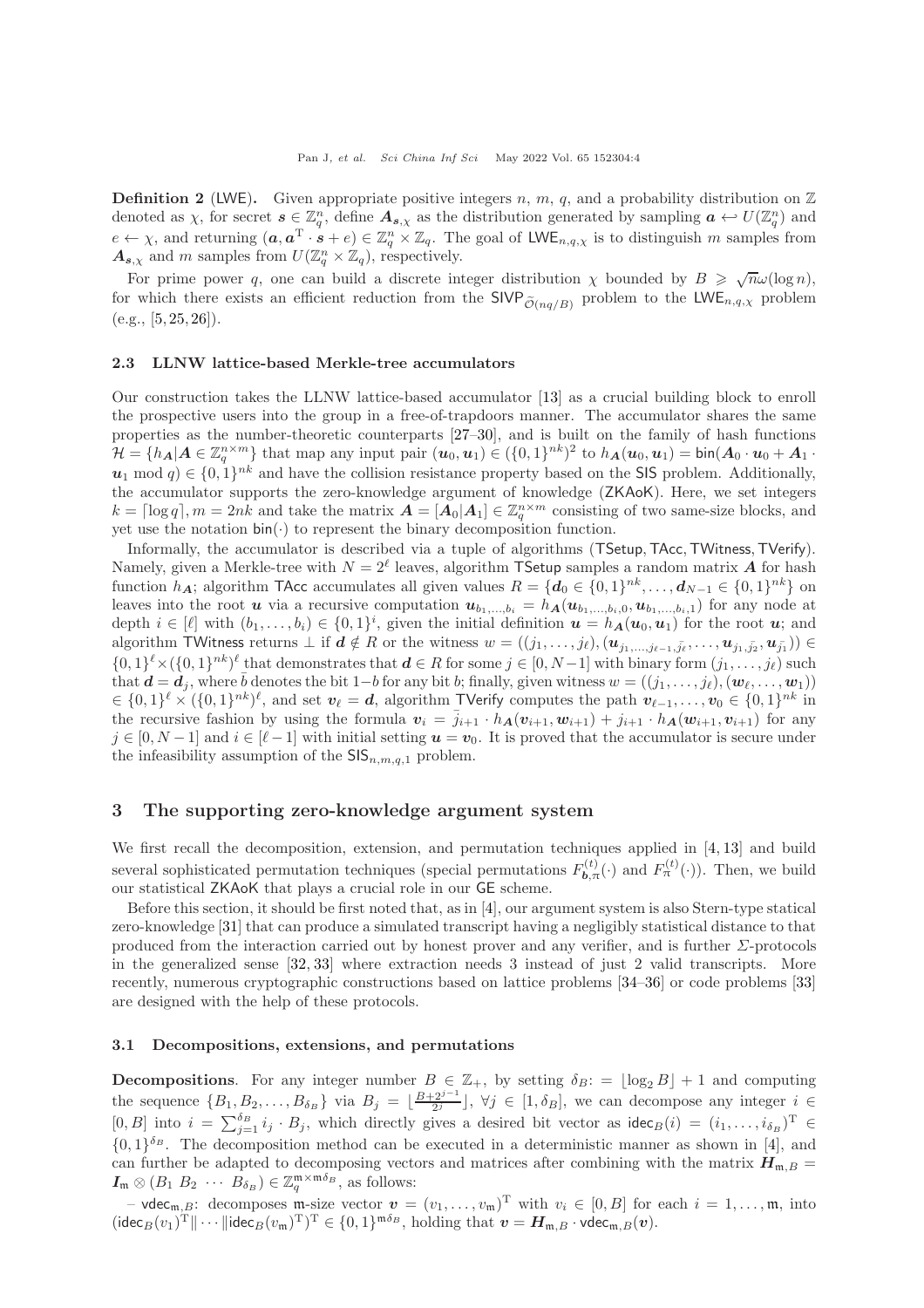**Definition 2** (LWE)**.** Given appropriate positive integers $n$, $m$, $q$, and a probability distribution on $\mathbb{Z}$ denoted as $\chi$, for secret $\boldsymbol{s} \in \mathbb{Z}_q^n$, define $\boldsymbol{A}_{\boldsymbol{s},\chi}$ as the distribution generated by sampling $\boldsymbol{a} \hookleftarrow U(\mathbb{Z}_q^n)$ and $e \leftarrow \chi$, and returning $(\boldsymbol{a}, \boldsymbol{a}^{\mathrm{T}} \cdot \boldsymbol{s} + e) \in \mathbb{Z}_q^n \times \mathbb{Z}_q$. The goal of $\mathsf{LWE}_{n,q,\chi}$ is to distinguish $m$ samples from $\boldsymbol{A}_{\boldsymbol{s},\chi}$ and $m$ samples from $U(\mathbb{Z}_q^n \times \mathbb{Z}_q)$, respectively.

For prime power $q$, one can build a discrete integer distribution $\chi$ bounded by $B \geqslant \sqrt{n}\omega(\log n)$, for which there exists an efficient reduction from the $\mathsf{SIVP}_{\widetilde{\mathcal{O}}(nq/B)}$ problem to the $\mathsf{LWE}_{n,q,\chi}$ problem (e.g., [5, 25, 26]).

### 2.3 LLNW lattice-based Merkle-tree accumulators

Our construction takes the LLNW lattice-based accumulator [13] as a crucial building block to enroll the prospective users into the group in a free-of-trapdoors manner. The accumulator shares the same properties as the number-theoretic counterparts [27–30], and is built on the family of hash functions $\mathcal{H} = \{h_{\boldsymbol{A}} | \boldsymbol{A} \in \mathbb{Z}_q^{n\times m}\}$ that map any input pair $(\boldsymbol{u}_0, \boldsymbol{u}_1) \in (\{0,1\}^{nk})^2$ to $h_{\boldsymbol{A}}(\boldsymbol{u}_0, \boldsymbol{u}_1) = \mathsf{bin}(\boldsymbol{A}_0 \cdot \boldsymbol{u}_0 + \boldsymbol{A}_1 \cdot \boldsymbol{u}_1 \bmod q) \in \{0,1\}^{nk}$ and have the collision resistance property based on the $\mathsf{SIS}$ problem. Additionally, the accumulator supports the zero-knowledge argument of knowledge ($\mathsf{ZKAoK}$). Here, we set integers $k = \lceil \log q \rceil$, $m = 2nk$ and take the matrix $\boldsymbol{A} = [\boldsymbol{A}_0 | \boldsymbol{A}_1] \in \mathbb{Z}_q^{n\times m}$ consisting of two same-size blocks, and yet use the notation $\mathsf{bin}(\cdot)$ to represent the binary decomposition function.

Informally, the accumulator is described via a tuple of algorithms ($\mathsf{TSetup}, \mathsf{TAcc}, \mathsf{TWitness}, \mathsf{TVerify}$). Namely, given a Merkle-tree with $N = 2^\ell$ leaves, algorithm $\mathsf{TSetup}$ samples a random matrix $\boldsymbol{A}$ for hash function $h_{\boldsymbol{A}}$; algorithm $\mathsf{TAcc}$ accumulates all given values $R = \{\boldsymbol{d}_0 \in \{0,1\}^{nk}, \ldots, \boldsymbol{d}_{N-1} \in \{0,1\}^{nk}\}$ on leaves into the root $\boldsymbol{u}$ via a recursive computation $\boldsymbol{u}_{b_1,\ldots,b_i} = h_{\boldsymbol{A}}(\boldsymbol{u}_{b_1,\ldots,b_i,0}, \boldsymbol{u}_{b_1,\ldots,b_i,1})$ for any node at depth $i \in [\ell]$ with $(b_1,\ldots,b_i) \in \{0,1\}^i$, given the initial definition $\boldsymbol{u} = h_{\boldsymbol{A}}(\boldsymbol{u}_0, \boldsymbol{u}_1)$ for the root $\boldsymbol{u}$; and algorithm $\mathsf{TWitness}$ returns $\perp$ if $\boldsymbol{d} \notin R$ or the witness $w = ((j_1,\ldots,j_\ell), (\boldsymbol{u}_{j_1,\ldots,j_{\ell-1},\bar{j_\ell}}, \ldots, \boldsymbol{u}_{j_1,\bar{j_2}}, \boldsymbol{u}_{\bar{j_1}})) \in \{0,1\}^\ell \times (\{0,1\}^{nk})^\ell$ that demonstrates that $\boldsymbol{d} \in R$ for some $j \in [0, N-1]$ with binary form $(j_1,\ldots,j_\ell)$ such that $\boldsymbol{d} = \boldsymbol{d}_j$, where $\bar{b}$ denotes the bit $1-b$ for any bit $b$; finally, given witness $w = ((j_1,\ldots,j_\ell), (\boldsymbol{w}_\ell,\ldots,\boldsymbol{w}_1)) \in \{0,1\}^\ell \times (\{0,1\}^{nk})^\ell$, and set $\boldsymbol{v}_\ell = \boldsymbol{d}$, algorithm $\mathsf{TVerify}$ computes the path $\boldsymbol{v}_{\ell-1},\ldots,\boldsymbol{v}_0 \in \{0,1\}^{nk}$ in the recursive fashion by using the formula $\boldsymbol{v}_i = \bar{j}_{i+1} \cdot h_{\boldsymbol{A}}(\boldsymbol{v}_{i+1}, \boldsymbol{w}_{i+1}) + j_{i+1} \cdot h_{\boldsymbol{A}}(\boldsymbol{w}_{i+1}, \boldsymbol{v}_{i+1})$ for any $j \in [0, N-1]$ and $i \in [\ell-1]$ with initial setting $\boldsymbol{u} = \boldsymbol{v}_0$. It is proved that the accumulator is secure under the infeasibility assumption of the $\mathsf{SIS}_{n,m,q,1}$ problem.

## 3 The supporting zero-knowledge argument system

We first recall the decomposition, extension, and permutation techniques applied in [4, 13] and build several sophisticated permutation techniques (special permutations $F_{\boldsymbol{b},\pi}^{(t)}(\cdot)$ and $F_{\pi}^{(t)}(\cdot)$). Then, we build our statistical $\mathsf{ZKAoK}$ that plays a crucial role in our $\mathsf{GE}$ scheme.

Before this section, it should be first noted that, as in [4], our argument system is also Stern-type statical zero-knowledge [31] that can produce a simulated transcript having a negligibly statistical distance to that produced from the interaction carried out by honest prover and any verifier, and is further $\Sigma$-protocols in the generalized sense [32, 33] where extraction needs 3 instead of just 2 valid transcripts. More recently, numerous cryptographic constructions based on lattice problems [34–36] or code problems [33] are designed with the help of these protocols.

### 3.1 Decompositions, extensions, and permutations

**Decompositions**. For any integer number $B \in \mathbb{Z}_+$, by setting $\delta_B := \lfloor \log_2 B \rfloor + 1$ and computing the sequence $\{B_1, B_2, \ldots, B_{\delta_B}\}$ via $B_j = \lfloor \frac{B+2^{j-1}}{2^j} \rfloor$, $\forall j \in [1, \delta_B]$, we can decompose any integer $i \in [0, B]$ into $i = \sum_{j=1}^{\delta_B} i_j \cdot B_j$, which directly gives a desired bit vector as $\mathsf{idec}_B(i) = (i_1, \ldots, i_{\delta_B})^{\mathrm{T}} \in \{0,1\}^{\delta_B}$. The decomposition method can be executed in a deterministic manner as shown in [4], and can further be adapted to decomposing vectors and matrices after combining with the matrix $\boldsymbol{H}_{\mathfrak{m},B} = \boldsymbol{I}_{\mathfrak{m}} \otimes (B_1 \ B_2 \ \cdots \ B_{\delta_B}) \in \mathbb{Z}_q^{\mathfrak{m}\times \mathfrak{m}\delta_B}$, as follows:

– $\mathsf{vdec}_{\mathfrak{m},B}$: decomposes $\mathfrak{m}$-size vector $\boldsymbol{v} = (v_1, \ldots, v_{\mathfrak{m}})^{\mathrm{T}}$ with $v_i \in [0, B]$ for each $i = 1, \ldots, \mathfrak{m}$, into $(\mathsf{idec}_B(v_1)^{\mathrm{T}} \| \cdots \| \mathsf{idec}_B(v_{\mathfrak{m}})^{\mathrm{T}})^{\mathrm{T}} \in \{0,1\}^{\mathfrak{m}\delta_B}$, holding that $\boldsymbol{v} = \boldsymbol{H}_{\mathfrak{m},B} \cdot \mathsf{vdec}_{\mathfrak{m},B}(\boldsymbol{v})$.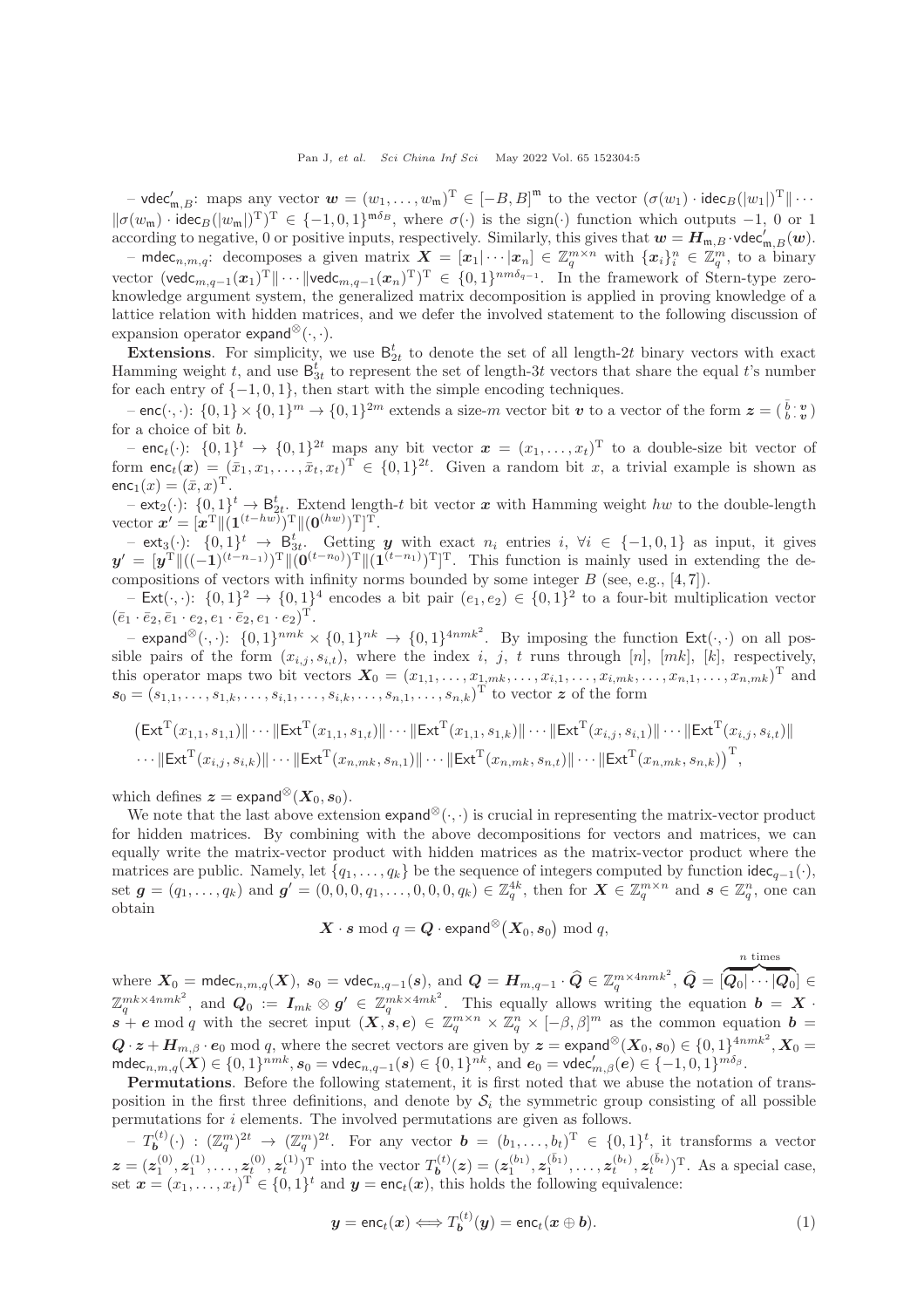– $\mathsf{vdec}'_{\mathfrak{m},B}$: maps any vector $\boldsymbol{w} = (w_1, \ldots, w_{\mathfrak{m}})^{\mathrm{T}} \in [-B, B]^{\mathfrak{m}}$ to the vector $(\sigma(w_1) \cdot \mathsf{idec}_B(|w_1|)^{\mathrm{T}} \| \cdots \| \sigma(w_{\mathfrak{m}}) \cdot \mathsf{idec}_B(|w_{\mathfrak{m}}|)^{\mathrm{T}})^{\mathrm{T}} \in \{-1, 0, 1\}^{\mathfrak{m}\delta_B}$, where $\sigma(\cdot)$ is the sign$(\cdot)$ function which outputs $-1$, 0 or 1 according to negative, 0 or positive inputs, respectively. Similarly, this gives that $\boldsymbol{w} = \boldsymbol{H}_{\mathfrak{m},B} \cdot \mathsf{vdec}'_{\mathfrak{m},B}(\boldsymbol{w})$.

– $\mathsf{mdec}_{n,m,q}$: decomposes a given matrix $\boldsymbol{X} = [\boldsymbol{x}_1 | \cdots | \boldsymbol{x}_n] \in \mathbb{Z}_q^{m \times n}$ with $\{\boldsymbol{x}_i\}_i^n \in \mathbb{Z}_q^m$, to a binary vector $(\mathsf{vedc}_{m,q-1}(\boldsymbol{x}_1)^{\mathrm{T}} \| \cdots \| \mathsf{vedc}_{m,q-1}(\boldsymbol{x}_n)^{\mathrm{T}})^{\mathrm{T}} \in \{0,1\}^{nm\delta_{q-1}}$. In the framework of Stern-type zero-knowledge argument system, the generalized matrix decomposition is applied in proving knowledge of a lattice relation with hidden matrices, and we defer the involved statement to the following discussion of expansion operator $\mathsf{expand}^{\otimes}(\cdot, \cdot)$.

**Extensions**. For simplicity, we use $\mathsf{B}_{2t}^t$ to denote the set of all length-$2t$ binary vectors with exact Hamming weight $t$, and use $\mathsf{B}_{3t}^t$ to represent the set of length-$3t$ vectors that share the equal $t$'s number for each entry of $\{-1, 0, 1\}$, then start with the simple encoding techniques.

– $\mathsf{enc}(\cdot, \cdot)$: $\{0,1\} \times \{0,1\}^m \to \{0,1\}^{2m}$ extends a size-$m$ vector bit $\boldsymbol{v}$ to a vector of the form $\boldsymbol{z} = \left(\begin{smallmatrix} \bar{b} \cdot \boldsymbol{v} \\ b \cdot \boldsymbol{v} \end{smallmatrix}\right)$ for a choice of bit $b$.

– $\mathsf{enc}_t(\cdot)$: $\{0,1\}^t \to \{0,1\}^{2t}$ maps any bit vector $\boldsymbol{x} = (x_1, \ldots, x_t)^{\mathrm{T}}$ to a double-size bit vector of form $\mathsf{enc}_t(\boldsymbol{x}) = (\bar{x}_1, x_1, \ldots, \bar{x}_t, x_t)^{\mathrm{T}} \in \{0,1\}^{2t}$. Given a random bit $x$, a trivial example is shown as $\mathsf{enc}_1(x) = (\bar{x}, x)^{\mathrm{T}}$.

– $\mathsf{ext}_2(\cdot)$: $\{0,1\}^t \to \mathsf{B}_{2t}^t$. Extend length-$t$ bit vector $\boldsymbol{x}$ with Hamming weight $hw$ to the double-length vector $\boldsymbol{x}' = [\boldsymbol{x}^{\mathrm{T}} \| (\boldsymbol{1}^{(t-hw)})^{\mathrm{T}} \| (\boldsymbol{0}^{(hw)})^{\mathrm{T}}]^{\mathrm{T}}$.

– $\mathsf{ext}_3(\cdot)$: $\{0,1\}^t \to \mathsf{B}_{3t}^t$. Getting $\boldsymbol{y}$ with exact $n_i$ entries $i$, $\forall i \in \{-1, 0, 1\}$ as input, it gives $\boldsymbol{y}' = [\boldsymbol{y}^{\mathrm{T}} \| ((-\boldsymbol{1})^{(t-n_{-1})})^{\mathrm{T}} \| (\boldsymbol{0}^{(t-n_0)})^{\mathrm{T}} \| (\boldsymbol{1}^{(t-n_1)})^{\mathrm{T}}]^{\mathrm{T}}$. This function is mainly used in extending the decompositions of vectors with infinity norms bounded by some integer $B$ (see, e.g., [4,7]).

– $\mathsf{Ext}(\cdot, \cdot)$: $\{0,1\}^2 \to \{0,1\}^4$ encodes a bit pair $(e_1, e_2) \in \{0,1\}^2$ to a four-bit multiplication vector $(\bar{e}_1 \cdot \bar{e}_2, \bar{e}_1 \cdot e_2, e_1 \cdot \bar{e}_2, e_1 \cdot e_2)^{\mathrm{T}}$.

– $\mathsf{expand}^{\otimes}(\cdot, \cdot)$: $\{0,1\}^{nmk} \times \{0,1\}^{nk} \to \{0,1\}^{4nmk^2}$. By imposing the function $\mathsf{Ext}(\cdot, \cdot)$ on all possible pairs of the form $(x_{i,j}, s_{i,t})$, where the index $i$, $j$, $t$ runs through $[n]$, $[mk]$, $[k]$, respectively, this operator maps two bit vectors $\boldsymbol{X}_0 = (x_{1,1}, \ldots, x_{1,mk}, \ldots, x_{i,1}, \ldots, x_{i,mk}, \ldots, x_{n,1}, \ldots, x_{n,mk})^{\mathrm{T}}$ and $\boldsymbol{s}_0 = (s_{1,1}, \ldots, s_{1,k}, \ldots, s_{i,1}, \ldots, s_{i,k}, \ldots, s_{n,1}, \ldots, s_{n,k})^{\mathrm{T}}$ to vector $\boldsymbol{z}$ of the form

$$
\begin{aligned}
&\big(\mathsf{Ext}^{\mathrm{T}}(x_{1,1}, s_{1,1}) \| \cdots \| \mathsf{Ext}^{\mathrm{T}}(x_{1,1}, s_{1,t}) \| \cdots \| \mathsf{Ext}^{\mathrm{T}}(x_{1,1}, s_{1,k}) \| \cdots \| \mathsf{Ext}^{\mathrm{T}}(x_{i,j}, s_{i,1}) \| \cdots \| \mathsf{Ext}^{\mathrm{T}}(x_{i,j}, s_{i,t}) \| \\
&\cdots \| \mathsf{Ext}^{\mathrm{T}}(x_{i,j}, s_{i,k}) \| \cdots \| \mathsf{Ext}^{\mathrm{T}}(x_{n,mk}, s_{n,1}) \| \cdots \| \mathsf{Ext}^{\mathrm{T}}(x_{n,mk}, s_{n,t}) \| \cdots \| \mathsf{Ext}^{\mathrm{T}}(x_{n,mk}, s_{n,k})\big)^{\mathrm{T}},
\end{aligned}
$$

which defines $\boldsymbol{z} = \mathsf{expand}^{\otimes}(\boldsymbol{X}_0, \boldsymbol{s}_0)$.

We note that the last above extension $\mathsf{expand}^{\otimes}(\cdot, \cdot)$ is crucial in representing the matrix-vector product for hidden matrices. By combining with the above decompositions for vectors and matrices, we can equally write the matrix-vector product with hidden matrices as the matrix-vector product where the matrices are public. Namely, let $\{q_1, \ldots, q_k\}$ be the sequence of integers computed by function $\mathsf{idec}_{q-1}(\cdot)$, set $\boldsymbol{g} = (q_1, \ldots, q_k)$ and $\boldsymbol{g}' = (0, 0, 0, q_1, \ldots, 0, 0, 0, q_k) \in \mathbb{Z}_q^{4k}$, then for $\boldsymbol{X} \in \mathbb{Z}_q^{m \times n}$ and $\boldsymbol{s} \in \mathbb{Z}_q^n$, one can obtain

$$
\boldsymbol{X} \cdot \boldsymbol{s} \bmod q = \boldsymbol{Q} \cdot \mathsf{expand}^{\otimes}\big(\boldsymbol{X}_0, \boldsymbol{s}_0\big) \bmod q,
$$

where $\boldsymbol{X}_0 = \mathsf{mdec}_{n,m,q}(\boldsymbol{X})$, $\boldsymbol{s}_0 = \mathsf{vdec}_{n,q-1}(\boldsymbol{s})$, and $\boldsymbol{Q} = \boldsymbol{H}_{m,q-1} \cdot \widehat{\boldsymbol{Q}} \in \mathbb{Z}_q^{m \times 4nmk^2}$, $\widehat{\boldsymbol{Q}} = [\overbrace{\boldsymbol{Q}_0 | \cdots | \boldsymbol{Q}_0}^{n \text{ times}}] \in \mathbb{Z}_q^{mk \times 4nmk^2}$, and $\boldsymbol{Q}_0 := \boldsymbol{I}_{mk} \otimes \boldsymbol{g}' \in \mathbb{Z}_q^{mk \times 4mk^2}$. This equally allows writing the equation $\boldsymbol{b} = \boldsymbol{X} \cdot \boldsymbol{s} + \boldsymbol{e} \bmod q$ with the secret input $(\boldsymbol{X}, \boldsymbol{s}, \boldsymbol{e}) \in \mathbb{Z}_q^{m \times n} \times \mathbb{Z}_q^n \times [-\beta, \beta]^m$ as the common equation $\boldsymbol{b} = \boldsymbol{Q} \cdot \boldsymbol{z} + \boldsymbol{H}_{m,\beta} \cdot \boldsymbol{e}_0 \bmod q$, where the secret vectors are given by $\boldsymbol{z} = \mathsf{expand}^{\otimes}(\boldsymbol{X}_0, \boldsymbol{s}_0) \in \{0,1\}^{4nmk^2}$, $\boldsymbol{X}_0 = \mathsf{mdec}_{n,m,q}(\boldsymbol{X}) \in \{0,1\}^{nmk}$, $\boldsymbol{s}_0 = \mathsf{vdec}_{n,q-1}(\boldsymbol{s}) \in \{0,1\}^{nk}$, and $\boldsymbol{e}_0 = \mathsf{vdec}'_{m,\beta}(\boldsymbol{e}) \in \{-1, 0, 1\}^{m\delta_\beta}$.

**Permutations**. Before the following statement, it is first noted that we abuse the notation of transposition in the first three definitions, and denote by $\mathcal{S}_i$ the symmetric group consisting of all possible permutations for $i$ elements. The involved permutations are given as follows.

– $T_{\boldsymbol{b}}^{(t)}(\cdot)$ : $(\mathbb{Z}_q^m)^{2t} \to (\mathbb{Z}_q^m)^{2t}$. For any vector $\boldsymbol{b} = (b_1, \ldots, b_t)^{\mathrm{T}} \in \{0,1\}^t$, it transforms a vector $\boldsymbol{z} = (\boldsymbol{z}_1^{(0)}, \boldsymbol{z}_1^{(1)}, \ldots, \boldsymbol{z}_t^{(0)}, \boldsymbol{z}_t^{(1)})^{\mathrm{T}}$ into the vector $T_{\boldsymbol{b}}^{(t)}(\boldsymbol{z}) = (\boldsymbol{z}_1^{(b_1)}, \boldsymbol{z}_1^{(\bar{b}_1)}, \ldots, \boldsymbol{z}_t^{(b_t)}, \boldsymbol{z}_t^{(\bar{b}_t)})^{\mathrm{T}}$. As a special case, set $\boldsymbol{x} = (x_1, \ldots, x_t)^{\mathrm{T}} \in \{0,1\}^t$ and $\boldsymbol{y} = \mathsf{enc}_t(\boldsymbol{x})$, this holds the following equivalence:

$$
\boldsymbol{y} = \mathsf{enc}_t(\boldsymbol{x}) \Longleftrightarrow T_{\boldsymbol{b}}^{(t)}(\boldsymbol{y}) = \mathsf{enc}_t(\boldsymbol{x} \oplus \boldsymbol{b}). \tag{1}
$$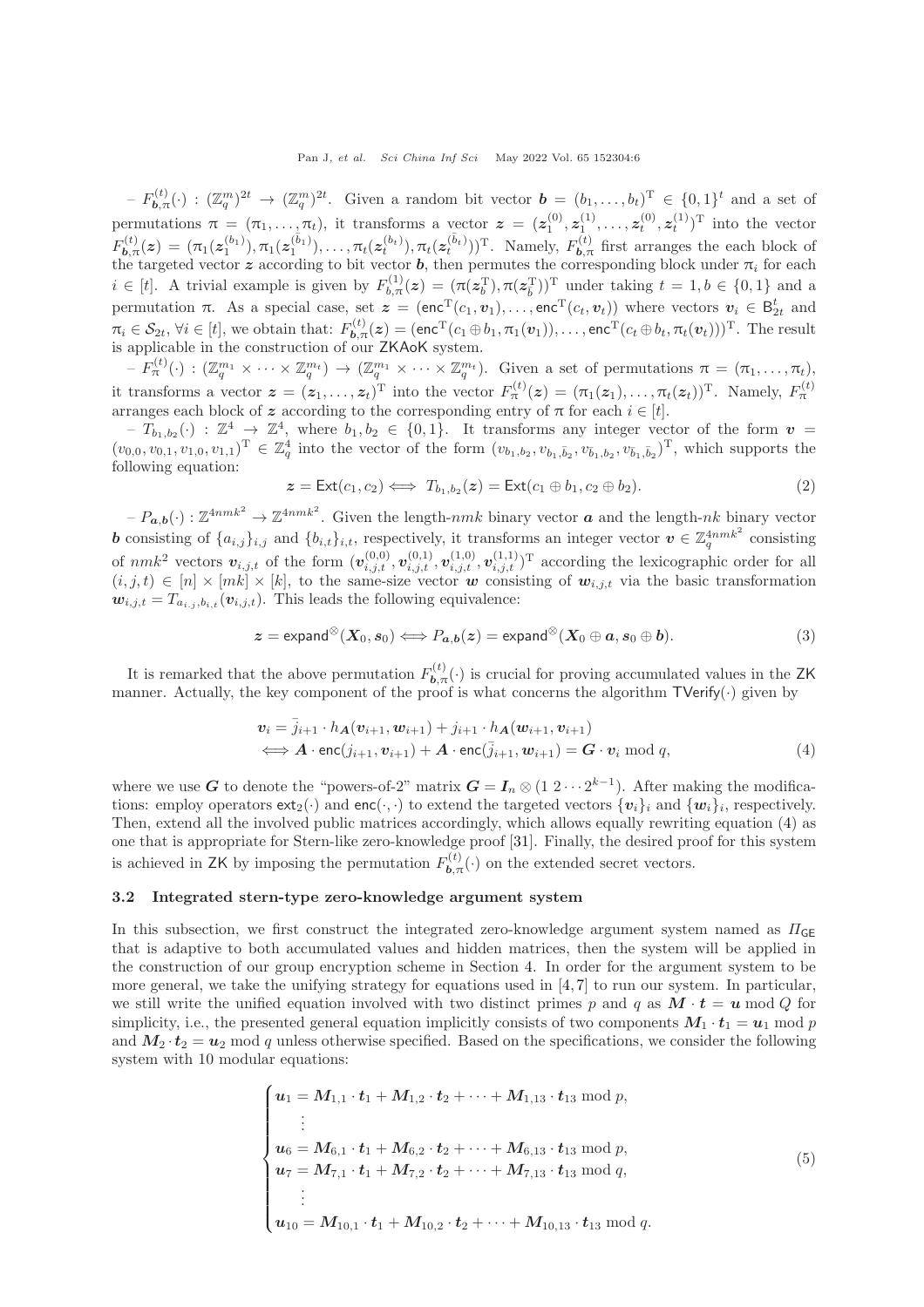– $F^{(t)}_{\boldsymbol{b},\pi}(\cdot) : (\mathbb{Z}_q^m)^{2t} \to (\mathbb{Z}_q^m)^{2t}$. Given a random bit vector $\boldsymbol{b} = (b_1, \ldots, b_t)^{\mathrm{T}} \in \{0,1\}^t$ and a set of permutations $\pi = (\pi_1, \ldots, \pi_t)$, it transforms a vector $\boldsymbol{z} = (\boldsymbol{z}_1^{(0)}, \boldsymbol{z}_1^{(1)}, \ldots, \boldsymbol{z}_t^{(0)}, \boldsymbol{z}_t^{(1)})^{\mathrm{T}}$ into the vector $F^{(t)}_{\boldsymbol{b},\pi}(\boldsymbol{z}) = (\pi_1(\boldsymbol{z}_1^{(b_1)}), \pi_1(\boldsymbol{z}_1^{(\bar{b}_1)}), \ldots, \pi_t(\boldsymbol{z}_t^{(b_t)}), \pi_t(\boldsymbol{z}_t^{(\bar{b}_t)}))^{\mathrm{T}}$. Namely, $F^{(t)}_{\boldsymbol{b},\pi}$ first arranges the each block of the targeted vector $\boldsymbol{z}$ according to bit vector $\boldsymbol{b}$, then permutes the corresponding block under $\pi_i$ for each $i \in [t]$. A trivial example is given by $F^{(1)}_{b,\pi}(\boldsymbol{z}) = (\pi(\boldsymbol{z}_b^{\mathrm{T}}), \pi(\boldsymbol{z}_{\bar{b}}^{\mathrm{T}}))^{\mathrm{T}}$ under taking $t = 1, b \in \{0,1\}$ and a permutation $\pi$. As a special case, set $\boldsymbol{z} = (\mathsf{enc}^{\mathrm{T}}(c_1, \boldsymbol{v}_1), \ldots, \mathsf{enc}^{\mathrm{T}}(c_t, \boldsymbol{v}_t))$ where vectors $\boldsymbol{v}_i \in \mathsf{B}_{2t}^t$ and $\pi_i \in \mathcal{S}_{2t}, \forall i \in [t]$, we obtain that: $F^{(t)}_{\boldsymbol{b},\pi}(\boldsymbol{z}) = (\mathsf{enc}^{\mathrm{T}}(c_1 \oplus b_1, \pi_1(\boldsymbol{v}_1)), \ldots, \mathsf{enc}^{\mathrm{T}}(c_t \oplus b_t, \pi_t(\boldsymbol{v}_t)))^{\mathrm{T}}$. The result is applicable in the construction of our ZKAoK system.

– $F^{(t)}_{\pi}(\cdot) : (\mathbb{Z}_q^{m_1} \times \cdots \times \mathbb{Z}_q^{m_t}) \to (\mathbb{Z}_q^{m_1} \times \cdots \times \mathbb{Z}_q^{m_t})$. Given a set of permutations $\pi = (\pi_1, \ldots, \pi_t)$, it transforms a vector $\boldsymbol{z} = (\boldsymbol{z}_1, \ldots, \boldsymbol{z}_t)^{\mathrm{T}}$ into the vector $F^{(t)}_{\pi}(\boldsymbol{z}) = (\pi_1(\boldsymbol{z}_1), \ldots, \pi_t(\boldsymbol{z}_t))^{\mathrm{T}}$. Namely, $F^{(t)}_{\pi}$ arranges each block of $\boldsymbol{z}$ according to the corresponding entry of $\pi$ for each $i \in [t]$.

– $T_{b_1,b_2}(\cdot) : \mathbb{Z}^4 \to \mathbb{Z}^4$, where $b_1, b_2 \in \{0,1\}$. It transforms any integer vector of the form $\boldsymbol{v} = (v_{0,0}, v_{0,1}, v_{1,0}, v_{1,1})^{\mathrm{T}} \in \mathbb{Z}_q^4$ into the vector of the form $(v_{b_1,b_2}, v_{b_1,\bar{b}_2}, v_{\bar{b}_1,b_2}, v_{\bar{b}_1,\bar{b}_2})^{\mathrm{T}}$, which supports the following equation:

$$\boldsymbol{z} = \mathsf{Ext}(c_1, c_2) \Longleftrightarrow T_{b_1,b_2}(\boldsymbol{z}) = \mathsf{Ext}(c_1 \oplus b_1, c_2 \oplus b_2). \tag{2}$$

– $P_{\boldsymbol{a},\boldsymbol{b}}(\cdot) : \mathbb{Z}^{4nmk^2} \to \mathbb{Z}^{4nmk^2}$. Given the length-$nmk$ binary vector $\boldsymbol{a}$ and the length-$nk$ binary vector $\boldsymbol{b}$ consisting of $\{a_{i,j}\}_{i,j}$ and $\{b_{i,t}\}_{i,t}$, respectively, it transforms an integer vector $\boldsymbol{v} \in \mathbb{Z}_q^{4nmk^2}$ consisting of $nmk^2$ vectors $\boldsymbol{v}_{i,j,t}$ of the form $(\boldsymbol{v}_{i,j,t}^{(0,0)}, \boldsymbol{v}_{i,j,t}^{(0,1)}, \boldsymbol{v}_{i,j,t}^{(1,0)}, \boldsymbol{v}_{i,j,t}^{(1,1)})^{\mathrm{T}}$ according the lexicographic order for all $(i,j,t) \in [n] \times [mk] \times [k]$, to the same-size vector $\boldsymbol{w}$ consisting of $\boldsymbol{w}_{i,j,t}$ via the basic transformation $\boldsymbol{w}_{i,j,t} = T_{a_{i,j},b_{i,t}}(\boldsymbol{v}_{i,j,t})$. This leads the following equivalence:

$$\boldsymbol{z} = \mathsf{expand}^{\otimes}(\boldsymbol{X}_0, \boldsymbol{s}_0) \Longleftrightarrow P_{\boldsymbol{a},\boldsymbol{b}}(\boldsymbol{z}) = \mathsf{expand}^{\otimes}(\boldsymbol{X}_0 \oplus \boldsymbol{a}, \boldsymbol{s}_0 \oplus \boldsymbol{b}). \tag{3}$$

It is remarked that the above permutation $F^{(t)}_{\boldsymbol{b},\pi}(\cdot)$ is crucial for proving accumulated values in the ZK manner. Actually, the key component of the proof is what concerns the algorithm $\mathsf{TVerify}(\cdot)$ given by

$$\begin{aligned}
&\boldsymbol{v}_i = \bar{j}_{i+1} \cdot h_{\boldsymbol{A}}(\boldsymbol{v}_{i+1}, \boldsymbol{w}_{i+1}) + j_{i+1} \cdot h_{\boldsymbol{A}}(\boldsymbol{w}_{i+1}, \boldsymbol{v}_{i+1}) \\
&\Longleftrightarrow \boldsymbol{A} \cdot \mathsf{enc}(j_{i+1}, \boldsymbol{v}_{i+1}) + \boldsymbol{A} \cdot \mathsf{enc}(\bar{j}_{i+1}, \boldsymbol{w}_{i+1}) = \boldsymbol{G} \cdot \boldsymbol{v}_i \bmod q,
\end{aligned} \tag{4}$$

where we use $\boldsymbol{G}$ to denote the "powers-of-2" matrix $\boldsymbol{G} = \boldsymbol{I}_n \otimes (1\ 2 \cdots 2^{k-1})$. After making the modifications: employ operators $\mathsf{ext}_2(\cdot)$ and $\mathsf{enc}(\cdot,\cdot)$ to extend the targeted vectors $\{\boldsymbol{v}_i\}_i$ and $\{\boldsymbol{w}_i\}_i$, respectively. Then, extend all the involved public matrices accordingly, which allows equally rewriting equation (4) as one that is appropriate for Stern-like zero-knowledge proof [31]. Finally, the desired proof for this system is achieved in ZK by imposing the permutation $F^{(t)}_{\boldsymbol{b},\pi}(\cdot)$ on the extended secret vectors.

### 3.2 Integrated stern-type zero-knowledge argument system

In this subsection, we first construct the integrated zero-knowledge argument system named as $\Pi_{\mathsf{GE}}$ that is adaptive to both accumulated values and hidden matrices, then the system will be applied in the construction of our group encryption scheme in Section 4. In order for the argument system to be more general, we take the unifying strategy for equations used in [4,7] to run our system. In particular, we still write the unified equation involved with two distinct primes $p$ and $q$ as $\boldsymbol{M} \cdot \boldsymbol{t} = \boldsymbol{u} \bmod Q$ for simplicity, i.e., the presented general equation implicitly consists of two components $\boldsymbol{M}_1 \cdot \boldsymbol{t}_1 = \boldsymbol{u}_1 \bmod p$ and $\boldsymbol{M}_2 \cdot \boldsymbol{t}_2 = \boldsymbol{u}_2 \bmod q$ unless otherwise specified. Based on the specifications, we consider the following system with 10 modular equations:

$$\begin{cases}
\boldsymbol{u}_1 = \boldsymbol{M}_{1,1} \cdot \boldsymbol{t}_1 + \boldsymbol{M}_{1,2} \cdot \boldsymbol{t}_2 + \cdots + \boldsymbol{M}_{1,13} \cdot \boldsymbol{t}_{13} \bmod p, \\
\quad \vdots \\
\boldsymbol{u}_6 = \boldsymbol{M}_{6,1} \cdot \boldsymbol{t}_1 + \boldsymbol{M}_{6,2} \cdot \boldsymbol{t}_2 + \cdots + \boldsymbol{M}_{6,13} \cdot \boldsymbol{t}_{13} \bmod p, \\
\boldsymbol{u}_7 = \boldsymbol{M}_{7,1} \cdot \boldsymbol{t}_1 + \boldsymbol{M}_{7,2} \cdot \boldsymbol{t}_2 + \cdots + \boldsymbol{M}_{7,13} \cdot \boldsymbol{t}_{13} \bmod q, \\
\quad \vdots \\
\boldsymbol{u}_{10} = \boldsymbol{M}_{10,1} \cdot \boldsymbol{t}_1 + \boldsymbol{M}_{10,2} \cdot \boldsymbol{t}_2 + \cdots + \boldsymbol{M}_{10,13} \cdot \boldsymbol{t}_{13} \bmod q.
\end{cases} \tag{5}$$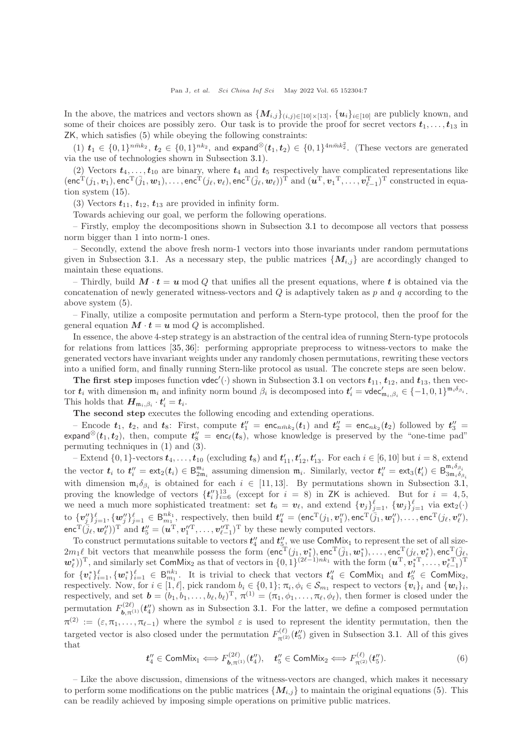In the above, the matrices and vectors shown as $\{\boldsymbol{M}_{i,j}\}_{(i,j)\in[10]\times[13]}$, $\{\boldsymbol{u}_i\}_{i\in[10]}$ are publicly known, and some of their choices are possibly zero. Our task is to provide the proof for secret vectors $\boldsymbol{t}_1,\ldots,\boldsymbol{t}_{13}$ in ZK, which satisfies (5) while obeying the following constraints:

(1) $\boldsymbol{t}_1\in\{0,1\}^{n\bar{m}k_2}$, $\boldsymbol{t}_2\in\{0,1\}^{nk_2}$, and $\mathsf{expand}^{\otimes}(\boldsymbol{t}_1,\boldsymbol{t}_2)\in\{0,1\}^{4n\bar{m}k_2^2}$. (These vectors are generated via the use of technologies shown in Subsection 3.1).

(2) Vectors $\boldsymbol{t}_4,\ldots,\boldsymbol{t}_{10}$ are binary, where $\boldsymbol{t}_4$ and $\boldsymbol{t}_5$ respectively have complicated representations like $(\mathsf{enc}^{\mathrm{T}}(j_1,\boldsymbol{v}_1),\mathsf{enc}^{\mathrm{T}}(\bar{j}_1,\boldsymbol{w}_1),\ldots,\mathsf{enc}^{\mathrm{T}}(j_\ell,\boldsymbol{v}_\ell),\mathsf{enc}^{\mathrm{T}}(\bar{j}_\ell,\boldsymbol{w}_\ell))^{\mathrm{T}}$ and $(\boldsymbol{u}^{\mathrm{T}},\boldsymbol{v}_1{}^{\mathrm{T}},\ldots,\boldsymbol{v}_{\ell-1}^{\mathrm{T}})^{\mathrm{T}}$ constructed in equation system (15).

(3) Vectors $\boldsymbol{t}_{11}$, $\boldsymbol{t}_{12}$, $\boldsymbol{t}_{13}$ are provided in infinity form.

Towards achieving our goal, we perform the following operations.

– Firstly, employ the decompositions shown in Subsection 3.1 to decompose all vectors that possess norm bigger than 1 into norm-1 ones.

– Secondly, extend the above fresh norm-1 vectors into those invariants under random permutations given in Subsection 3.1. As a necessary step, the public matrices $\{\boldsymbol{M}_{i,j}\}$ are accordingly changed to maintain these equations.

– Thirdly, build $\boldsymbol{M}\cdot\boldsymbol{t}=\boldsymbol{u}\bmod Q$ that unifies all the present equations, where $\boldsymbol{t}$ is obtained via the concatenation of newly generated witness-vectors and $Q$ is adaptively taken as $p$ and $q$ according to the above system (5).

– Finally, utilize a composite permutation and perform a Stern-type protocol, then the proof for the general equation $\boldsymbol{M}\cdot\boldsymbol{t}=\boldsymbol{u}\bmod Q$ is accomplished.

In essence, the above 4-step strategy is an abstraction of the central idea of running Stern-type protocols for relations from lattices [35, 36]: performing appropriate preprocess to witness-vectors to make the generated vectors have invariant weights under any randomly chosen permutations, rewriting these vectors into a unified form, and finally running Stern-like protocol as usual. The concrete steps are seen below.

**The first step** imposes function $\mathsf{vdec}'(\cdot)$ shown in Subsection 3.1 on vectors $\boldsymbol{t}_{11}$, $\boldsymbol{t}_{12}$, and $\boldsymbol{t}_{13}$, then vector $\boldsymbol{t}_i$ with dimension $\mathfrak{m}_i$ and infinity norm bound $\beta_i$ is decomposed into $\boldsymbol{t}_i'=\mathsf{vdec}'_{\mathfrak{m}_i,\beta_i}\in\{-1,0,1\}^{\mathfrak{m}_i\delta_{\beta_i}}$. This holds that $\boldsymbol{H}_{\mathfrak{m}_i,\beta_i}\cdot\boldsymbol{t}_i'=\boldsymbol{t}_i$.

**The second step** executes the following encoding and extending operations.

– Encode $\boldsymbol{t}_1$, $\boldsymbol{t}_2$, and $\boldsymbol{t}_8$: First, compute $\boldsymbol{t}_1''=\mathsf{enc}_{n\bar{m}k_2}(\boldsymbol{t}_1)$ and $\boldsymbol{t}_2''=\mathsf{enc}_{nk_2}(\boldsymbol{t}_2)$ followed by $\boldsymbol{t}_3''=\mathsf{expand}^{\otimes}(\boldsymbol{t}_1,\boldsymbol{t}_2)$, then, compute $\boldsymbol{t}_8''=\mathsf{enc}_\ell(\boldsymbol{t}_8)$, whose knowledge is preserved by the "one-time pad" permuting techniques in (1) and (3).

– Extend $\{0,1\}$-vectors $\boldsymbol{t}_4,\ldots,\boldsymbol{t}_{10}$ (excluding $\boldsymbol{t}_8$) and $\boldsymbol{t}_{11}',\boldsymbol{t}_{12}',\boldsymbol{t}_{13}'$. For each $i\in[6,10]$ but $i=8$, extend the vector $\boldsymbol{t}_i$ to $\boldsymbol{t}_i''=\mathsf{ext}_2(\boldsymbol{t}_i)\in\mathsf{B}_{2\mathfrak{m}_i}^{\mathfrak{m}_i}$ assuming dimension $\mathfrak{m}_i$. Similarly, vector $\boldsymbol{t}_i''=\mathsf{ext}_3(\boldsymbol{t}_i')\in\mathsf{B}_{3\mathfrak{m}_i\delta_{\beta_i}}^{\mathfrak{m}_i\delta_{\beta_i}}$ with dimension $\mathfrak{m}_i\delta_{\beta_i}$ is obtained for each $i\in[11,13]$. By permutations shown in Subsection 3.1, proving the knowledge of vectors $\{\boldsymbol{t}_i''\}_{i=6}^{13}$ (except for $i=8$) in ZK is achieved. But for $i=4,5$, we need a much more sophisticated treatment: set $\boldsymbol{t}_6=\boldsymbol{v}_\ell$, and extend $\{\boldsymbol{v}_j\}_{j=1}^\ell$, $\{\boldsymbol{w}_j\}_{j=1}^\ell$ via $\mathsf{ext}_2(\cdot)$ to $\{\boldsymbol{v}_j''\}_{j=1}^\ell,\{\boldsymbol{w}_j''\}_{j=1}^\ell\in\mathsf{B}_{m_1}^{nk_1}$, respectively, then build $\boldsymbol{t}_4''=(\mathsf{enc}^{\mathrm{T}}(j_1,\boldsymbol{v}_1''),\mathsf{enc}^{\mathrm{T}}(\bar{j}_1,\boldsymbol{w}_1''),\ldots,\mathsf{enc}^{\mathrm{T}}(j_\ell,\boldsymbol{v}_\ell''),\mathsf{enc}^{\mathrm{T}}(\bar{j}_\ell,\boldsymbol{w}_\ell''))^{\mathrm{T}}$ and $\boldsymbol{t}_5''=(\boldsymbol{u}^{\mathrm{T}},\boldsymbol{v}_1''^{\mathrm{T}},\ldots,\boldsymbol{v}_{\ell-1}''^{\mathrm{T}})^{\mathrm{T}}$ by these newly computed vectors.

To construct permutations suitable to vectors $\boldsymbol{t}_4''$ and $\boldsymbol{t}_5''$, we use $\mathsf{ComMix}_1$ to represent the set of all size-$2m_1\ell$ bit vectors that meanwhile possess the form $(\mathsf{enc}^{\mathrm{T}}(j_1,\boldsymbol{v}_1^*),\mathsf{enc}^{\mathrm{T}}(\bar{j}_1,\boldsymbol{w}_1^*),\ldots,\mathsf{enc}^{\mathrm{T}}(j_\ell,\boldsymbol{v}_\ell^*),\mathsf{enc}^{\mathrm{T}}(\bar{j}_\ell,\boldsymbol{w}_\ell^*))^{\mathrm{T}}$, and similarly set $\mathsf{ComMix}_2$ as that of vectors in $\{0,1\}^{(2\ell-1)nk_1}$ with the form $(\boldsymbol{u}^{\mathrm{T}},\boldsymbol{v}_1^{*\mathrm{T}},\ldots,\boldsymbol{v}_{\ell-1}^{*\mathrm{T}})^{\mathrm{T}}$ for $\{\boldsymbol{v}_i^*\}_{i=1}^\ell,\{\boldsymbol{w}_i^*\}_{i=1}^\ell\in\mathsf{B}_{m_1}^{nk_1}$. It is trivial to check that vectors $\boldsymbol{t}_4''\in\mathsf{ComMix}_1$ and $\boldsymbol{t}_5''\in\mathsf{ComMix}_2$, respectively. Now, for $i\in[1,\ell]$, pick random $b_i\in\{0,1\}$; $\pi_i,\phi_i\in\mathcal{S}_{m_1}$ respect to vectors $\{\boldsymbol{v}_i\}_i$ and $\{\boldsymbol{w}_i\}_i$, respectively, and set $\boldsymbol{b}=(b_1,b_1,\ldots,b_\ell,b_\ell)^{\mathrm{T}}$, $\pi^{(1)}=(\pi_1,\phi_1,\ldots,\pi_\ell,\phi_\ell)$, then former is closed under the permutation $F^{(2\ell)}_{\boldsymbol{b},\pi^{(1)}}(\boldsymbol{t}_4'')$ shown as in Subsection 3.1. For the latter, we define a composed permutation $\pi^{(2)}:=(\varepsilon,\pi_1,\ldots,\pi_{\ell-1})$ where the symbol $\varepsilon$ is used to represent the identity permutation, then the targeted vector is also closed under the permutation $F^{(\ell)}_{\pi^{(2)}}(\boldsymbol{t}_5'')$ given in Subsection 3.1. All of this gives that

$$\boldsymbol{t}_4''\in\mathsf{ComMix}_1\Longleftrightarrow F^{(2\ell)}_{\boldsymbol{b},\pi^{(1)}}(\boldsymbol{t}_4''),\quad \boldsymbol{t}_5''\in\mathsf{ComMix}_2\Longleftrightarrow F^{(\ell)}_{\pi^{(2)}}(\boldsymbol{t}_5''). \tag{6}$$

– Like the above discussion, dimensions of the witness-vectors are changed, which makes it necessary to perform some modifications on the public matrices $\{\boldsymbol{M}_{i,j}\}$ to maintain the original equations (5). This can be readily achieved by imposing simple operations on primitive public matrices.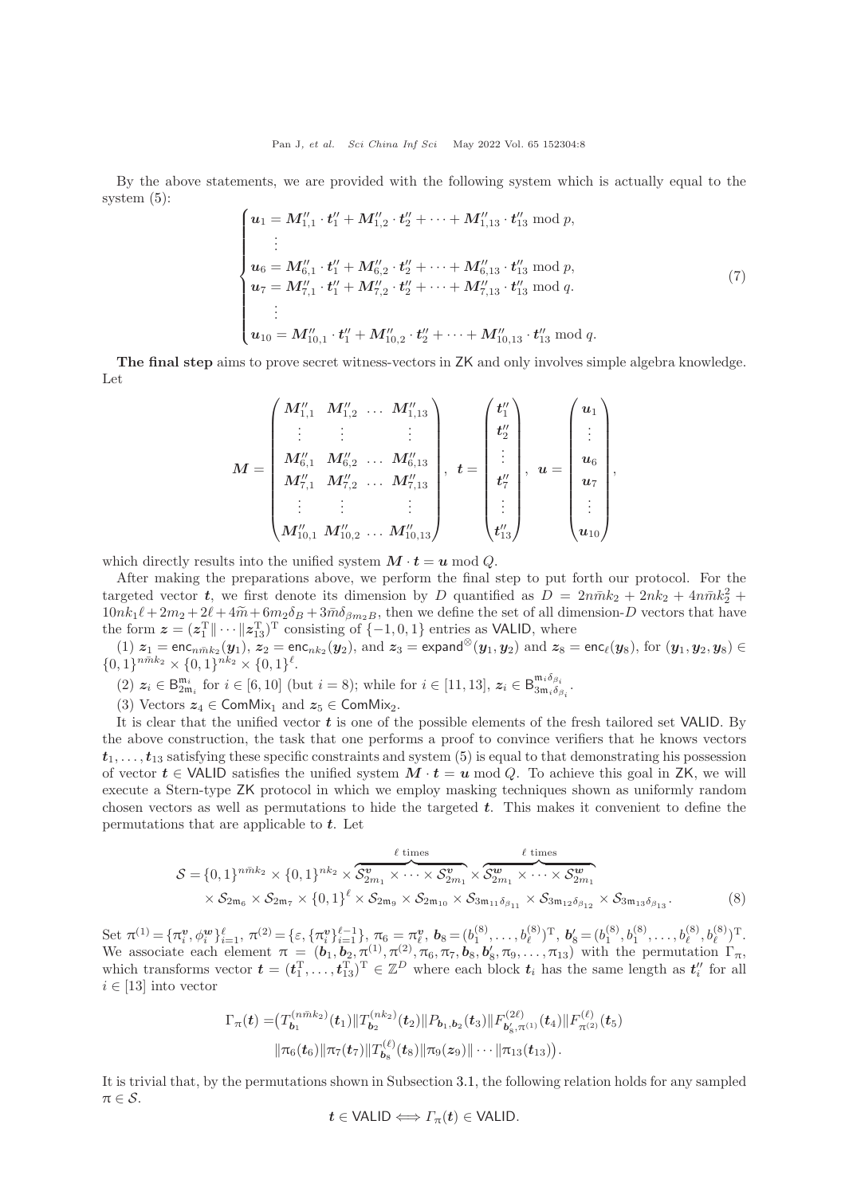By the above statements, we are provided with the following system which is actually equal to the system (5):

$$
\begin{cases}
\boldsymbol{u}_1 = \boldsymbol{M}''_{1,1} \cdot \boldsymbol{t}''_1 + \boldsymbol{M}''_{1,2} \cdot \boldsymbol{t}''_2 + \cdots + \boldsymbol{M}''_{1,13} \cdot \boldsymbol{t}''_{13} \bmod p, \\
\quad \vdots \\
\boldsymbol{u}_6 = \boldsymbol{M}''_{6,1} \cdot \boldsymbol{t}''_1 + \boldsymbol{M}''_{6,2} \cdot \boldsymbol{t}''_2 + \cdots + \boldsymbol{M}''_{6,13} \cdot \boldsymbol{t}''_{13} \bmod p, \\
\boldsymbol{u}_7 = \boldsymbol{M}''_{7,1} \cdot \boldsymbol{t}''_1 + \boldsymbol{M}''_{7,2} \cdot \boldsymbol{t}''_2 + \cdots + \boldsymbol{M}''_{7,13} \cdot \boldsymbol{t}''_{13} \bmod q. \\
\quad \vdots \\
\boldsymbol{u}_{10} = \boldsymbol{M}''_{10,1} \cdot \boldsymbol{t}''_1 + \boldsymbol{M}''_{10,2} \cdot \boldsymbol{t}''_2 + \cdots + \boldsymbol{M}''_{10,13} \cdot \boldsymbol{t}''_{13} \bmod q.
\end{cases}
\tag{7}
$$

**The final step** aims to prove secret witness-vectors in ZK and only involves simple algebra knowledge. Let

$$
\boldsymbol{M} = \begin{pmatrix}
\boldsymbol{M}''_{1,1} & \boldsymbol{M}''_{1,2} & \ldots & \boldsymbol{M}''_{1,13} \\
\vdots & \vdots & & \vdots \\
\boldsymbol{M}''_{6,1} & \boldsymbol{M}''_{6,2} & \ldots & \boldsymbol{M}''_{6,13} \\
\boldsymbol{M}''_{7,1} & \boldsymbol{M}''_{7,2} & \ldots & \boldsymbol{M}''_{7,13} \\
\vdots & \vdots & & \vdots \\
\boldsymbol{M}''_{10,1} & \boldsymbol{M}''_{10,2} & \ldots & \boldsymbol{M}''_{10,13}
\end{pmatrix}, \quad
\boldsymbol{t} = \begin{pmatrix} \boldsymbol{t}''_1 \\ \boldsymbol{t}''_2 \\ \vdots \\ \boldsymbol{t}''_7 \\ \vdots \\ \boldsymbol{t}''_{13} \end{pmatrix}, \quad
\boldsymbol{u} = \begin{pmatrix} \boldsymbol{u}_1 \\ \vdots \\ \boldsymbol{u}_6 \\ \boldsymbol{u}_7 \\ \vdots \\ \boldsymbol{u}_{10} \end{pmatrix},
$$

which directly results into the unified system $\boldsymbol{M} \cdot \boldsymbol{t} = \boldsymbol{u} \bmod Q$.

After making the preparations above, we perform the final step to put forth our protocol. For the targeted vector $\boldsymbol{t}$, we first denote its dimension by $D$ quantified as $D = 2n\bar{m}k_2 + 2nk_2 + 4n\bar{m}k_2^2 + 10nk_1\ell + 2m_2 + 2\ell + 4\widetilde{m} + 6m_2\delta_B + 3\bar{m}\delta_{\beta m_2 B}$, then we define the set of all dimension-$D$ vectors that have the form $\boldsymbol{z} = (\boldsymbol{z}_1^{\mathrm{T}} \| \cdots \| \boldsymbol{z}_{13}^{\mathrm{T}})^{\mathrm{T}}$ consisting of $\{-1, 0, 1\}$ entries as VALID, where

(1) $\boldsymbol{z}_1 = \mathsf{enc}_{n\bar{m}k_2}(\boldsymbol{y}_1)$, $\boldsymbol{z}_2 = \mathsf{enc}_{nk_2}(\boldsymbol{y}_2)$, and $\boldsymbol{z}_3 = \mathsf{expand}^{\otimes}(\boldsymbol{y}_1, \boldsymbol{y}_2)$ and $\boldsymbol{z}_8 = \mathsf{enc}_{\ell}(\boldsymbol{y}_8)$, for $(\boldsymbol{y}_1, \boldsymbol{y}_2, \boldsymbol{y}_8) \in \{0,1\}^{n\bar{m}k_2} \times \{0,1\}^{nk_2} \times \{0,1\}^{\ell}$.

(2) $\boldsymbol{z}_i \in \mathsf{B}_{2\mathfrak{m}_i}^{\mathfrak{m}_i}$ for $i \in [6, 10]$ (but $i = 8$); while for $i \in [11, 13]$, $\boldsymbol{z}_i \in \mathsf{B}_{3\mathfrak{m}_i\delta_{\beta_i}}^{\mathfrak{m}_i\delta_{\beta_i}}$.

(3) Vectors $\boldsymbol{z}_4 \in \mathsf{ComMix}_1$ and $\boldsymbol{z}_5 \in \mathsf{ComMix}_2$.

It is clear that the unified vector $\boldsymbol{t}$ is one of the possible elements of the fresh tailored set VALID. By the above construction, the task that one performs a proof to convince verifiers that he knows vectors $\boldsymbol{t}_1, \ldots, \boldsymbol{t}_{13}$ satisfying these specific constraints and system (5) is equal to that demonstrating his possession of vector $\boldsymbol{t} \in$ VALID satisfies the unified system $\boldsymbol{M} \cdot \boldsymbol{t} = \boldsymbol{u} \bmod Q$. To achieve this goal in ZK, we will execute a Stern-type ZK protocol in which we employ masking techniques shown as uniformly random chosen vectors as well as permutations to hide the targeted $\boldsymbol{t}$. This makes it convenient to define the permutations that are applicable to $\boldsymbol{t}$. Let

$$
\begin{aligned}
\mathcal{S} = \{0,1\}^{n\bar{m}k_2} \times \{0,1\}^{nk_2} \times \overbrace{\mathcal{S}_{2m_1}^{\boldsymbol{v}} \times \cdots \times \mathcal{S}_{2m_1}^{\boldsymbol{v}}}^{\ell \text{ times}} \times \overbrace{\mathcal{S}_{2m_1}^{\boldsymbol{w}} \times \cdots \times \mathcal{S}_{2m_1}^{\boldsymbol{w}}}^{\ell \text{ times}} \\
\times \mathcal{S}_{2\mathfrak{m}_6} \times \mathcal{S}_{2\mathfrak{m}_7} \times \{0,1\}^{\ell} \times \mathcal{S}_{2\mathfrak{m}_9} \times \mathcal{S}_{2\mathfrak{m}_{10}} \times \mathcal{S}_{3\mathfrak{m}_{11}\delta_{\beta_{11}}} \times \mathcal{S}_{3\mathfrak{m}_{12}\delta_{\beta_{12}}} \times \mathcal{S}_{3\mathfrak{m}_{13}\delta_{\beta_{13}}}.
\end{aligned}
\tag{8}
$$

Set $\pi^{(1)} = \{\pi_i^{\boldsymbol{v}}, \phi_i^{\boldsymbol{w}}\}_{i=1}^{\ell}$, $\pi^{(2)} = \{\varepsilon, \{\pi_i^{\boldsymbol{v}}\}_{i=1}^{\ell-1}\}$, $\pi_6 = \pi_{\ell}^{\boldsymbol{v}}$, $\boldsymbol{b}_8 = (b_1^{(8)}, \ldots, b_{\ell}^{(8)})^{\mathrm{T}}$, $\boldsymbol{b}'_8 = (b_1^{(8)}, b_1^{(8)}, \ldots, b_{\ell}^{(8)}, b_{\ell}^{(8)})^{\mathrm{T}}$. We associate each element $\pi = (\boldsymbol{b}_1, \boldsymbol{b}_2, \pi^{(1)}, \pi^{(2)}, \pi_6, \pi_7, \boldsymbol{b}_8, \boldsymbol{b}'_8, \pi_9, \ldots, \pi_{13})$ with the permutation $\Gamma_\pi$, which transforms vector $\boldsymbol{t} = (\boldsymbol{t}_1^{\mathrm{T}}, \ldots, \boldsymbol{t}_{13}^{\mathrm{T}})^{\mathrm{T}} \in \mathbb{Z}^D$ where each block $\boldsymbol{t}_i$ has the same length as $\boldsymbol{t}''_i$ for all $i \in [13]$ into vector

$$
\begin{aligned}
\Gamma_\pi(\boldsymbol{t}) = \big(& T_{\boldsymbol{b}_1}^{(n\bar{m}k_2)}(\boldsymbol{t}_1) \| T_{\boldsymbol{b}_2}^{(nk_2)}(\boldsymbol{t}_2) \| P_{\boldsymbol{b}_1, \boldsymbol{b}_2}(\boldsymbol{t}_3) \| F_{\boldsymbol{b}'_8, \pi^{(1)}}^{(2\ell)}(\boldsymbol{t}_4) \| F_{\pi^{(2)}}^{(\ell)}(\boldsymbol{t}_5) \\
& \| \pi_6(\boldsymbol{t}_6) \| \pi_7(\boldsymbol{t}_7) \| T_{\boldsymbol{b}_8}^{(\ell)}(\boldsymbol{t}_8) \| \pi_9(\boldsymbol{z}_9) \| \cdots \| \pi_{13}(\boldsymbol{t}_{13}) \big).
\end{aligned}
$$

It is trivial that, by the permutations shown in Subsection 3.1, the following relation holds for any sampled $\pi \in \mathcal{S}$.

$$
\boldsymbol{t} \in \mathsf{VALID} \Longleftrightarrow \Gamma_\pi(\boldsymbol{t}) \in \mathsf{VALID}.
$$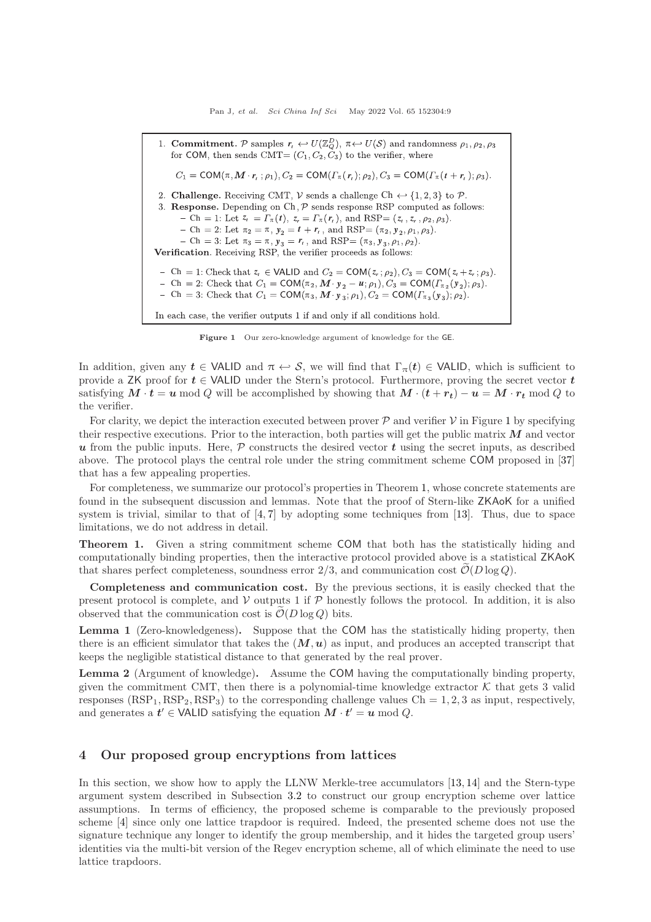1. **Commitment.** $\mathcal{P}$ samples $\boldsymbol{r}_t \hookleftarrow U(\mathbb{Z}_Q^D)$, $\pi \hookleftarrow U(\mathcal{S})$ and randomness $\rho_1, \rho_2, \rho_3$ for $\mathsf{COM}$, then sends CMT$= (C_1, C_2, C_3)$ to the verifier, where

$$C_1 = \mathsf{COM}(\pi, \boldsymbol{M} \cdot \boldsymbol{r}_t\,; \rho_1), C_2 = \mathsf{COM}(\Gamma_\pi(\boldsymbol{r}_t); \rho_2), C_3 = \mathsf{COM}(\Gamma_\pi(\boldsymbol{t} + \boldsymbol{r}_t); \rho_3).$$

2. **Challenge.** Receiving CMT, $\mathcal{V}$ sends a challenge $\mathrm{Ch} \hookleftarrow \{1, 2, 3\}$ to $\mathcal{P}$.
3. **Response.** Depending on Ch, $\mathcal{P}$ sends response RSP computed as follows:
   - Ch $= 1$: Let $z_t = \Gamma_\pi(\boldsymbol{t})$, $z_r = \Gamma_\pi(\boldsymbol{r}_t)$, and RSP$= (z_t, z_r, \rho_2, \rho_3)$.
   - Ch $= 2$: Let $\pi_2 = \pi$, $\boldsymbol{y}_2 = \boldsymbol{t} + \boldsymbol{r}_t$, and RSP$= (\pi_2, \boldsymbol{y}_2, \rho_1, \rho_3)$.
   - Ch $= 3$: Let $\pi_3 = \pi$, $\boldsymbol{y}_3 = \boldsymbol{r}_t$, and RSP$= (\pi_3, \boldsymbol{y}_3, \rho_1, \rho_2)$.

**Verification**. Receiving RSP, the verifier proceeds as follows:

- Ch $= 1$: Check that $z_t \in \mathsf{VALID}$ and $C_2 = \mathsf{COM}(z_r\,; \rho_2)$, $C_3 = \mathsf{COM}(z_t + z_r\,; \rho_3)$.
- Ch $= 2$: Check that $C_1 = \mathsf{COM}(\pi_2, \boldsymbol{M} \cdot \boldsymbol{y}_2 - \boldsymbol{u}; \rho_1)$, $C_3 = \mathsf{COM}(\Gamma_{\pi_2}(\boldsymbol{y}_2); \rho_3)$.
- Ch $= 3$: Check that $C_1 = \mathsf{COM}(\pi_3, \boldsymbol{M} \cdot \boldsymbol{y}_3; \rho_1)$, $C_2 = \mathsf{COM}(\Gamma_{\pi_3}(\boldsymbol{y}_3); \rho_2)$.

In each case, the verifier outputs 1 if and only if all conditions hold.

**Figure 1** Our zero-knowledge argument of knowledge for the GE.

In addition, given any $\boldsymbol{t} \in \mathsf{VALID}$ and $\pi \hookleftarrow \mathcal{S}$, we will find that $\Gamma_\pi(\boldsymbol{t}) \in \mathsf{VALID}$, which is sufficient to provide a ZK proof for $\boldsymbol{t} \in \mathsf{VALID}$ under the Stern's protocol. Furthermore, proving the secret vector $\boldsymbol{t}$ satisfying $\boldsymbol{M} \cdot \boldsymbol{t} = \boldsymbol{u} \bmod Q$ will be accomplished by showing that $\boldsymbol{M} \cdot (\boldsymbol{t} + \boldsymbol{r_t}) - \boldsymbol{u} = \boldsymbol{M} \cdot \boldsymbol{r_t} \bmod Q$ to the verifier.

For clarity, we depict the interaction executed between prover $\mathcal{P}$ and verifier $\mathcal{V}$ in Figure 1 by specifying their respective executions. Prior to the interaction, both parties will get the public matrix $\boldsymbol{M}$ and vector $\boldsymbol{u}$ from the public inputs. Here, $\mathcal{P}$ constructs the desired vector $\boldsymbol{t}$ using the secret inputs, as described above. The protocol plays the central role under the string commitment scheme COM proposed in [37] that has a few appealing properties.

For completeness, we summarize our protocol's properties in Theorem 1, whose concrete statements are found in the subsequent discussion and lemmas. Note that the proof of Stern-like ZKAoK for a unified system is trivial, similar to that of [4, 7] by adopting some techniques from [13]. Thus, due to space limitations, we do not address in detail.

**Theorem 1.** Given a string commitment scheme COM that both has the statistically hiding and computationally binding properties, then the interactive protocol provided above is a statistical ZKAoK that shares perfect completeness, soundness error 2/3, and communication cost $\widetilde{\mathcal{O}}(D \log Q)$.

**Completeness and communication cost.** By the previous sections, it is easily checked that the present protocol is complete, and $\mathcal{V}$ outputs 1 if $\mathcal{P}$ honestly follows the protocol. In addition, it is also observed that the communication cost is $\widetilde{\mathcal{O}}(D \log Q)$ bits.

**Lemma 1** (Zero-knowledgeness)**.** Suppose that the COM has the statistically hiding property, then there is an efficient simulator that takes the $(\boldsymbol{M}, \boldsymbol{u})$ as input, and produces an accepted transcript that keeps the negligible statistical distance to that generated by the real prover.

**Lemma 2** (Argument of knowledge)**.** Assume the COM having the computationally binding property, given the commitment CMT, then there is a polynomial-time knowledge extractor $\mathcal{K}$ that gets 3 valid responses $(\mathrm{RSP}_1, \mathrm{RSP}_2, \mathrm{RSP}_3)$ to the corresponding challenge values Ch $= 1, 2, 3$ as input, respectively, and generates a $\boldsymbol{t}' \in \mathsf{VALID}$ satisfying the equation $\boldsymbol{M} \cdot \boldsymbol{t}' = \boldsymbol{u} \bmod Q$.

## 4 Our proposed group encryptions from lattices

In this section, we show how to apply the LLNW Merkle-tree accumulators [13, 14] and the Stern-type argument system described in Subsection 3.2 to construct our group encryption scheme over lattice assumptions. In terms of efficiency, the proposed scheme is comparable to the previously proposed scheme [4] since only one lattice trapdoor is required. Indeed, the presented scheme does not use the signature technique any longer to identify the group membership, and it hides the targeted group users' identities via the multi-bit version of the Regev encryption scheme, all of which eliminate the need to use lattice trapdoors.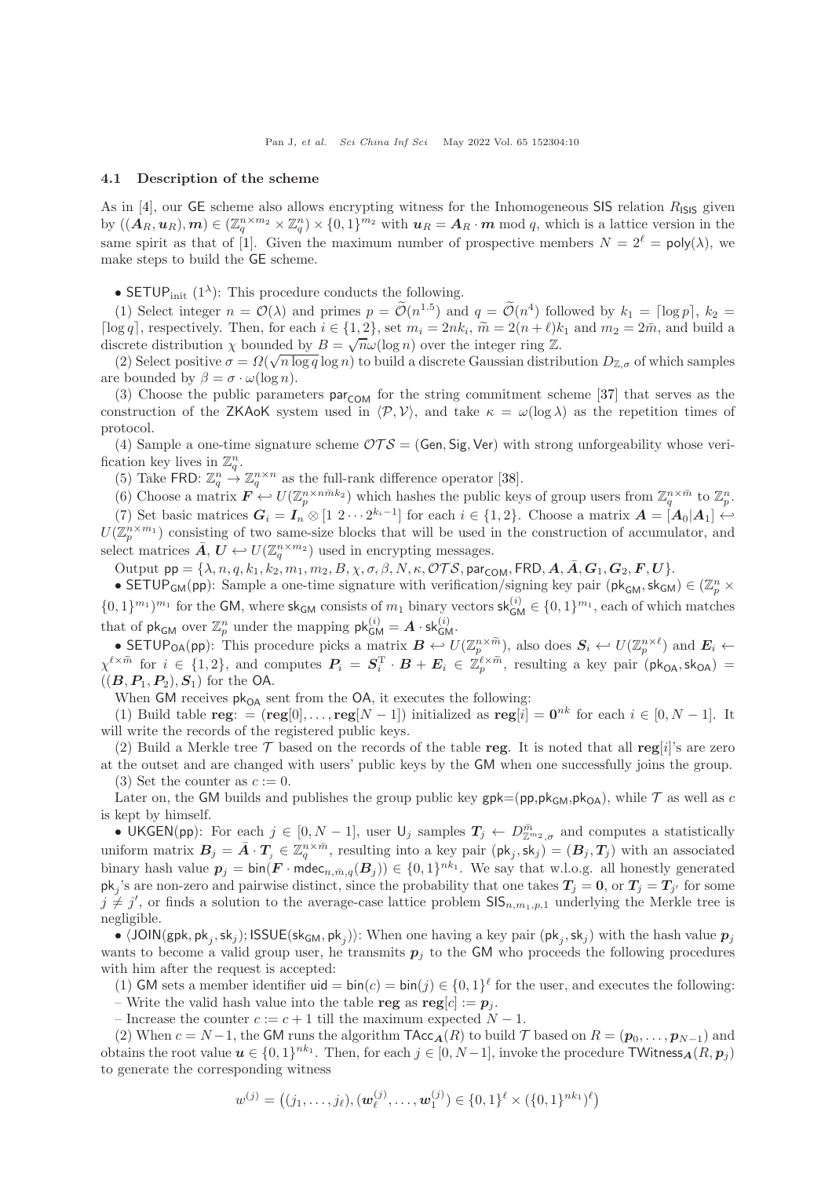### 4.1 Description of the scheme

As in [4], our GE scheme also allows encrypting witness for the Inhomogeneous SIS relation $R_{\mathsf{ISIS}}$ given by $((\boldsymbol{A}_R, \boldsymbol{u}_R), \boldsymbol{m}) \in (\mathbb{Z}_q^{n\times m_2} \times \mathbb{Z}_q^n) \times \{0,1\}^{m_2}$ with $\boldsymbol{u}_R = \boldsymbol{A}_R \cdot \boldsymbol{m} \bmod q$, which is a lattice version in the same spirit as that of [1]. Given the maximum number of prospective members $N = 2^\ell = \mathsf{poly}(\lambda)$, we make steps to build the GE scheme.

• $\mathsf{SETUP}_{\text{init}}$ $(1^\lambda)$: This procedure conducts the following.

(1) Select integer $n = \mathcal{O}(\lambda)$ and primes $p = \widetilde{\mathcal{O}}(n^{1.5})$ and $q = \widetilde{\mathcal{O}}(n^4)$ followed by $k_1 = \lceil \log p \rceil$, $k_2 = \lceil \log q \rceil$, respectively. Then, for each $i \in \{1, 2\}$, set $m_i = 2nk_i$, $\widetilde{m} = 2(n+\ell)k_1$ and $m_2 = 2\bar{m}$, and build a discrete distribution $\chi$ bounded by $B = \sqrt{n}\omega(\log n)$ over the integer ring $\mathbb{Z}$.

(2) Select positive $\sigma = \Omega(\sqrt{n \log q} \log n)$ to build a discrete Gaussian distribution $D_{\mathbb{Z},\sigma}$ of which samples are bounded by $\beta = \sigma \cdot \omega(\log n)$.

(3) Choose the public parameters $\mathsf{par}_{\mathsf{COM}}$ for the string commitment scheme [37] that serves as the construction of the ZKAoK system used in $\langle \mathcal{P}, \mathcal{V} \rangle$, and take $\kappa = \omega(\log \lambda)$ as the repetition times of protocol.

(4) Sample a one-time signature scheme $\mathcal{OTS} = (\mathsf{Gen}, \mathsf{Sig}, \mathsf{Ver})$ with strong unforgeability whose verification key lives in $\mathbb{Z}_q^n$.

(5) Take $\mathsf{FRD}$: $\mathbb{Z}_q^n \to \mathbb{Z}_q^{n\times n}$ as the full-rank difference operator [38].

(6) Choose a matrix $\boldsymbol{F} \leftarrow U(\mathbb{Z}_p^{n\times n\bar{m}k_2})$ which hashes the public keys of group users from $\mathbb{Z}_q^{n\times\bar{m}}$ to $\mathbb{Z}_p^n$.

(7) Set basic matrices $\boldsymbol{G}_i = \boldsymbol{I}_n \otimes [1\ 2 \cdots 2^{k_i - 1}]$ for each $i \in \{1, 2\}$. Choose a matrix $\boldsymbol{A} = [\boldsymbol{A}_0|\boldsymbol{A}_1] \leftarrow U(\mathbb{Z}_p^{n\times m_1})$ consisting of two same-size blocks that will be used in the construction of accumulator, and select matrices $\bar{\boldsymbol{A}}, \boldsymbol{U} \leftarrow U(\mathbb{Z}_q^{n\times m_2})$ used in encrypting messages.

Output $\mathsf{pp} = \{\lambda, n, q, k_1, k_2, m_1, m_2, B, \chi, \sigma, \beta, N, \kappa, \mathcal{OTS}, \mathsf{par}_{\mathsf{COM}}, \mathsf{FRD}, \boldsymbol{A}, \bar{\boldsymbol{A}}, \boldsymbol{G}_1, \boldsymbol{G}_2, \boldsymbol{F}, \boldsymbol{U}\}$.

• $\mathsf{SETUP}_{\mathsf{GM}}(\mathsf{pp})$: Sample a one-time signature with verification/signing key pair $(\mathsf{pk}_{\mathsf{GM}}, \mathsf{sk}_{\mathsf{GM}}) \in (\mathbb{Z}_p^n \times \{0,1\}^{m_1})^{m_1}$ for the GM, where $\mathsf{sk}_{\mathsf{GM}}$ consists of $m_1$ binary vectors $\mathsf{sk}_{\mathsf{GM}}^{(i)} \in \{0,1\}^{m_1}$, each of which matches that of $\mathsf{pk}_{\mathsf{GM}}$ over $\mathbb{Z}_p^n$ under the mapping $\mathsf{pk}_{\mathsf{GM}}^{(i)} = \boldsymbol{A} \cdot \mathsf{sk}_{\mathsf{GM}}^{(i)}$.

• $\mathsf{SETUP}_{\mathsf{OA}}(\mathsf{pp})$: This procedure picks a matrix $\boldsymbol{B} \leftarrow U(\mathbb{Z}_p^{n\times\widetilde{m}})$, also does $\boldsymbol{S}_i \leftarrow U(\mathbb{Z}_p^{n\times\ell})$ and $\boldsymbol{E}_i \leftarrow \chi^{\ell\times\widetilde{m}}$ for $i \in \{1, 2\}$, and computes $\boldsymbol{P}_i = \boldsymbol{S}_i^{\mathrm{T}} \cdot \boldsymbol{B} + \boldsymbol{E}_i \in \mathbb{Z}_p^{\ell\times\widetilde{m}}$, resulting a key pair $(\mathsf{pk}_{\mathsf{OA}}, \mathsf{sk}_{\mathsf{OA}}) = ((\boldsymbol{B}, \boldsymbol{P}_1, \boldsymbol{P}_2), \boldsymbol{S}_1)$ for the OA.

When GM receives $\mathsf{pk}_{\mathsf{OA}}$ sent from the OA, it executes the following:

(1) Build table $\mathbf{reg}$: $= (\mathbf{reg}[0], \ldots, \mathbf{reg}[N-1])$ initialized as $\mathbf{reg}[i] = \mathbf{0}^{nk}$ for each $i \in [0, N-1]$. It will write the records of the registered public keys.

(2) Build a Merkle tree $\mathcal{T}$ based on the records of the table $\mathbf{reg}$. It is noted that all $\mathbf{reg}[i]$'s are zero at the outset and are changed with users' public keys by the GM when one successfully joins the group.

(3) Set the counter as $c := 0$.

Later on, the GM builds and publishes the group public key $\mathsf{gpk}$=$(\mathsf{pp}, \mathsf{pk}_{\mathsf{GM}}, \mathsf{pk}_{\mathsf{OA}})$, while $\mathcal{T}$ as well as $c$ is kept by himself.

• $\mathsf{UKGEN}(\mathsf{pp})$: For each $j \in [0, N-1]$, user $\mathsf{U}_j$ samples $\boldsymbol{T}_j \leftarrow D_{\mathbb{Z}^{m_2},\sigma}^{\bar{m}}$ and computes a statistically uniform matrix $\boldsymbol{B}_j = \bar{\boldsymbol{A}} \cdot \boldsymbol{T}_j \in \mathbb{Z}_q^{n\times\bar{m}}$, resulting into a key pair $(\mathsf{pk}_j, \mathsf{sk}_j) = (\boldsymbol{B}_j, \boldsymbol{T}_j)$ with an associated binary hash value $\boldsymbol{p}_j = \mathsf{bin}(\boldsymbol{F} \cdot \mathsf{mdec}_{n,\bar{m},q}(\boldsymbol{B}_j)) \in \{0,1\}^{nk_1}$. We say that w.l.o.g. all honestly generated $\mathsf{pk}_j$'s are non-zero and pairwise distinct, since the probability that one takes $\boldsymbol{T}_j = \mathbf{0}$, or $\boldsymbol{T}_j = \boldsymbol{T}_{j'}$ for some $j \neq j'$, or finds a solution to the average-case lattice problem $\mathsf{SIS}_{n,m_1,p,1}$ underlying the Merkle tree is negligible.

• $\langle \mathsf{JOIN}(\mathsf{gpk}, \mathsf{pk}_j, \mathsf{sk}_j); \mathsf{ISSUE}(\mathsf{sk}_{\mathsf{GM}}, \mathsf{pk}_j) \rangle$: When one having a key pair $(\mathsf{pk}_j, \mathsf{sk}_j)$ with the hash value $\boldsymbol{p}_j$ wants to become a valid group user, he transmits $\boldsymbol{p}_j$ to the GM who proceeds the following procedures with him after the request is accepted:

(1) GM sets a member identifier $\mathsf{uid} = \mathsf{bin}(c) = \mathsf{bin}(j) \in \{0,1\}^\ell$ for the user, and executes the following:

– Write the valid hash value into the table $\mathbf{reg}$ as $\mathbf{reg}[c] := \boldsymbol{p}_j$.

– Increase the counter $c := c + 1$ till the maximum expected $N - 1$.

(2) When $c = N-1$, the GM runs the algorithm $\mathsf{TAcc}_{\boldsymbol{A}}(R)$ to build $\mathcal{T}$ based on $R = (\boldsymbol{p}_0, \ldots, \boldsymbol{p}_{N-1})$ and obtains the root value $\boldsymbol{u} \in \{0,1\}^{nk_1}$. Then, for each $j \in [0, N-1]$, invoke the procedure $\mathsf{TWitness}_{\boldsymbol{A}}(R, \boldsymbol{p}_j)$ to generate the corresponding witness

$$w^{(j)} = \big((j_1, \ldots, j_\ell), (\boldsymbol{w}_\ell^{(j)}, \ldots, \boldsymbol{w}_1^{(j)}) \in \{0,1\}^\ell \times (\{0,1\}^{nk_1})^\ell\big)$$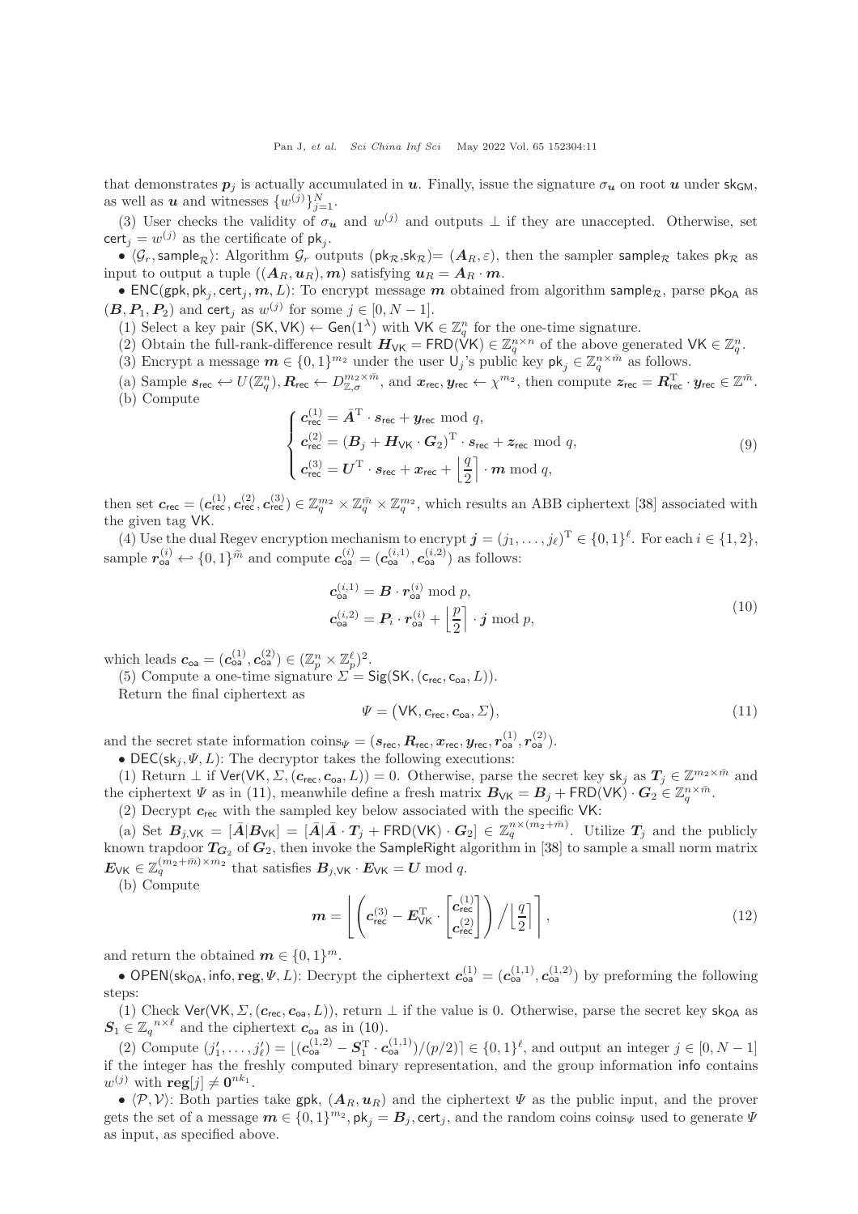that demonstrates $\boldsymbol{p}_j$ is actually accumulated in $\boldsymbol{u}$. Finally, issue the signature $\sigma_{\boldsymbol{u}}$ on root $\boldsymbol{u}$ under $\mathsf{sk}_{\mathsf{GM}}$, as well as $\boldsymbol{u}$ and witnesses $\{w^{(j)}\}_{j=1}^{N}$.

(3) User checks the validity of $\sigma_{\boldsymbol{u}}$ and $w^{(j)}$ and outputs $\perp$ if they are unaccepted. Otherwise, set $\mathsf{cert}_j = w^{(j)}$ as the certificate of $\mathsf{pk}_j$.

• $\langle \mathcal{G}_r, \mathsf{sample}_{\mathcal{R}} \rangle$: Algorithm $\mathcal{G}_r$ outputs $(\mathsf{pk}_{\mathcal{R}}, \mathsf{sk}_{\mathcal{R}}) = (\boldsymbol{A}_R, \varepsilon)$, then the sampler $\mathsf{sample}_{\mathcal{R}}$ takes $\mathsf{pk}_{\mathcal{R}}$ as input to output a tuple $((\boldsymbol{A}_R, \boldsymbol{u}_R), \boldsymbol{m})$ satisfying $\boldsymbol{u}_R = \boldsymbol{A}_R \cdot \boldsymbol{m}$.

• $\mathsf{ENC}(\mathsf{gpk}, \mathsf{pk}_j, \mathsf{cert}_j, \boldsymbol{m}, L)$: To encrypt message $\boldsymbol{m}$ obtained from algorithm $\mathsf{sample}_{\mathcal{R}}$, parse $\mathsf{pk}_{\mathsf{OA}}$ as $(\boldsymbol{B}, \boldsymbol{P}_1, \boldsymbol{P}_2)$ and $\mathsf{cert}_j$ as $w^{(j)}$ for some $j \in [0, N-1]$.

(1) Select a key pair $(\mathsf{SK}, \mathsf{VK}) \leftarrow \mathsf{Gen}(1^\lambda)$ with $\mathsf{VK} \in \mathbb{Z}_q^n$ for the one-time signature.

(2) Obtain the full-rank-difference result $\boldsymbol{H}_{\mathsf{VK}} = \mathsf{FRD}(\mathsf{VK}) \in \mathbb{Z}_q^{n\times n}$ of the above generated $\mathsf{VK} \in \mathbb{Z}_q^n$.

(3) Encrypt a message $\boldsymbol{m} \in \{0,1\}^{m_2}$ under the user $\mathsf{U}_j$'s public key $\mathsf{pk}_j \in \mathbb{Z}_q^{n\times \bar{m}}$ as follows.

(a) Sample $\boldsymbol{s}_{\mathsf{rec}} \hookleftarrow U(\mathbb{Z}_q^n)$, $\boldsymbol{R}_{\mathsf{rec}} \leftarrow D_{\mathbb{Z},\sigma}^{m_2\times \bar{m}}$, and $\boldsymbol{x}_{\mathsf{rec}}, \boldsymbol{y}_{\mathsf{rec}} \leftarrow \chi^{m_2}$, then compute $\boldsymbol{z}_{\mathsf{rec}} = \boldsymbol{R}_{\mathsf{rec}}^{\mathrm{T}} \cdot \boldsymbol{y}_{\mathsf{rec}} \in \mathbb{Z}^{\bar{m}}$.

(b) Compute

$$
\begin{cases}
\boldsymbol{c}_{\mathsf{rec}}^{(1)} = \bar{\boldsymbol{A}}^{\mathrm{T}} \cdot \boldsymbol{s}_{\mathsf{rec}} + \boldsymbol{y}_{\mathsf{rec}} \bmod q, \\
\boldsymbol{c}_{\mathsf{rec}}^{(2)} = (\boldsymbol{B}_j + \boldsymbol{H}_{\mathsf{VK}} \cdot \boldsymbol{G}_2)^{\mathrm{T}} \cdot \boldsymbol{s}_{\mathsf{rec}} + \boldsymbol{z}_{\mathsf{rec}} \bmod q, \\
\boldsymbol{c}_{\mathsf{rec}}^{(3)} = \boldsymbol{U}^{\mathrm{T}} \cdot \boldsymbol{s}_{\mathsf{rec}} + \boldsymbol{x}_{\mathsf{rec}} + \left\lfloor \dfrac{q}{2} \right\rceil \cdot \boldsymbol{m} \bmod q,
\end{cases}
\tag{9}
$$

then set $\boldsymbol{c}_{\mathsf{rec}} = (\boldsymbol{c}_{\mathsf{rec}}^{(1)}, \boldsymbol{c}_{\mathsf{rec}}^{(2)}, \boldsymbol{c}_{\mathsf{rec}}^{(3)}) \in \mathbb{Z}_q^{m_2} \times \mathbb{Z}_q^{\bar{m}} \times \mathbb{Z}_q^{m_2}$, which results an ABB ciphertext [38] associated with the given tag $\mathsf{VK}$.

(4) Use the dual Regev encryption mechanism to encrypt $\boldsymbol{j} = (j_1, \ldots, j_\ell)^{\mathrm{T}} \in \{0,1\}^\ell$. For each $i \in \{1,2\}$, sample $\boldsymbol{r}_{\mathsf{oa}}^{(i)} \hookleftarrow \{0,1\}^{\bar{m}}$ and compute $\boldsymbol{c}_{\mathsf{oa}}^{(i)} = (\boldsymbol{c}_{\mathsf{oa}}^{(i,1)}, \boldsymbol{c}_{\mathsf{oa}}^{(i,2)})$ as follows:

$$
\begin{aligned}
\boldsymbol{c}_{\mathsf{oa}}^{(i,1)} &= \boldsymbol{B} \cdot \boldsymbol{r}_{\mathsf{oa}}^{(i)} \bmod p, \\
\boldsymbol{c}_{\mathsf{oa}}^{(i,2)} &= \boldsymbol{P}_i \cdot \boldsymbol{r}_{\mathsf{oa}}^{(i)} + \left\lfloor \frac{p}{2} \right\rceil \cdot \boldsymbol{j} \bmod p,
\end{aligned}
\tag{10}
$$

which leads $\boldsymbol{c}_{\mathsf{oa}} = (\boldsymbol{c}_{\mathsf{oa}}^{(1)}, \boldsymbol{c}_{\mathsf{oa}}^{(2)}) \in (\mathbb{Z}_p^n \times \mathbb{Z}_p^\ell)^2$.

(5) Compute a one-time signature $\Sigma = \mathsf{Sig}(\mathsf{SK}, (\mathsf{c}_{\mathsf{rec}}, \mathsf{c}_{\mathsf{oa}}, L))$.

Return the final ciphertext as

$$
\Psi = (\mathsf{VK}, \boldsymbol{c}_{\mathsf{rec}}, \boldsymbol{c}_{\mathsf{oa}}, \Sigma), \tag{11}
$$

and the secret state information $\mathsf{coins}_\Psi = (\boldsymbol{s}_{\mathsf{rec}}, \boldsymbol{R}_{\mathsf{rec}}, \boldsymbol{x}_{\mathsf{rec}}, \boldsymbol{y}_{\mathsf{rec}}, \boldsymbol{r}_{\mathsf{oa}}^{(1)}, \boldsymbol{r}_{\mathsf{oa}}^{(2)})$.

• $\mathsf{DEC}(\mathsf{sk}_j, \Psi, L)$: The decryptor takes the following executions:

(1) Return $\perp$ if $\mathsf{Ver}(\mathsf{VK}, \Sigma, (\boldsymbol{c}_{\mathsf{rec}}, \boldsymbol{c}_{\mathsf{oa}}, L)) = 0$. Otherwise, parse the secret key $\mathsf{sk}_j$ as $\boldsymbol{T}_j \in \mathbb{Z}^{m_2\times \bar{m}}$ and the ciphertext $\Psi$ as in (11), meanwhile define a fresh matrix $\boldsymbol{B}_{\mathsf{VK}} = \boldsymbol{B}_j + \mathsf{FRD}(\mathsf{VK}) \cdot \boldsymbol{G}_2 \in \mathbb{Z}_q^{n\times \bar{m}}$.

(2) Decrypt $\boldsymbol{c}_{\mathsf{rec}}$ with the sampled key below associated with the specific $\mathsf{VK}$:

(a) Set $\boldsymbol{B}_{j,\mathsf{VK}} = [\bar{\boldsymbol{A}}|\boldsymbol{B}_{\mathsf{VK}}] = [\bar{\boldsymbol{A}}|\bar{\boldsymbol{A}} \cdot \boldsymbol{T}_j + \mathsf{FRD}(\mathsf{VK}) \cdot \boldsymbol{G}_2] \in \mathbb{Z}_q^{n\times(m_2+\bar{m})}$. Utilize $\boldsymbol{T}_j$ and the publicly known trapdoor $\boldsymbol{T}_{\boldsymbol{G}_2}$ of $\boldsymbol{G}_2$, then invoke the $\mathsf{SampleRight}$ algorithm in [38] to sample a small norm matrix $\boldsymbol{E}_{\mathsf{VK}} \in \mathbb{Z}_q^{(m_2+\bar{m})\times m_2}$ that satisfies $\boldsymbol{B}_{j,\mathsf{VK}} \cdot \boldsymbol{E}_{\mathsf{VK}} = \boldsymbol{U} \bmod q$.

(b) Compute

$$
\boldsymbol{m} = \left\lfloor \left( \boldsymbol{c}_{\mathsf{rec}}^{(3)} - \boldsymbol{E}_{\mathsf{VK}}^{\mathrm{T}} \cdot \begin{bmatrix} \boldsymbol{c}_{\mathsf{rec}}^{(1)} \\ \boldsymbol{c}_{\mathsf{rec}}^{(2)} \end{bmatrix} \right) \Big/ \left\lfloor \frac{q}{2} \right\rceil \right\rceil, \tag{12}
$$

and return the obtained $\boldsymbol{m} \in \{0,1\}^m$.

• $\mathsf{OPEN}(\mathsf{sk}_{\mathsf{OA}}, \mathsf{info}, \mathbf{reg}, \Psi, L)$: Decrypt the ciphertext $\boldsymbol{c}_{\mathsf{oa}}^{(1)} = (\boldsymbol{c}_{\mathsf{oa}}^{(1,1)}, \boldsymbol{c}_{\mathsf{oa}}^{(1,2)})$ by preforming the following steps:

(1) Check $\mathsf{Ver}(\mathsf{VK}, \Sigma, (\boldsymbol{c}_{\mathsf{rec}}, \boldsymbol{c}_{\mathsf{oa}}, L))$, return $\perp$ if the value is 0. Otherwise, parse the secret key $\mathsf{sk}_{\mathsf{OA}}$ as $\boldsymbol{S}_1 \in \mathbb{Z}_q{}^{n\times \ell}$ and the ciphertext $\boldsymbol{c}_{\mathsf{oa}}$ as in (10).

(2) Compute $(j_1', \ldots, j_\ell') = \lfloor (\boldsymbol{c}_{\mathsf{oa}}^{(1,2)} - \boldsymbol{S}_1^{\mathrm{T}} \cdot \boldsymbol{c}_{\mathsf{oa}}^{(1,1)})/(p/2) \rceil \in \{0,1\}^\ell$, and output an integer $j \in [0, N-1]$ if the integer has the freshly computed binary representation, and the group information $\mathsf{info}$ contains $w^{(j)}$ with $\mathbf{reg}[j] \neq \mathbf{0}^{nk_1}$.

• $\langle \mathcal{P}, \mathcal{V} \rangle$: Both parties take $\mathsf{gpk}$, $(\boldsymbol{A}_R, \boldsymbol{u}_R)$ and the ciphertext $\Psi$ as the public input, and the prover gets the set of a message $\boldsymbol{m} \in \{0,1\}^{m_2}$, $\mathsf{pk}_j = \boldsymbol{B}_j$, $\mathsf{cert}_j$, and the random coins $\mathsf{coins}_\Psi$ used to generate $\Psi$ as input, as specified above.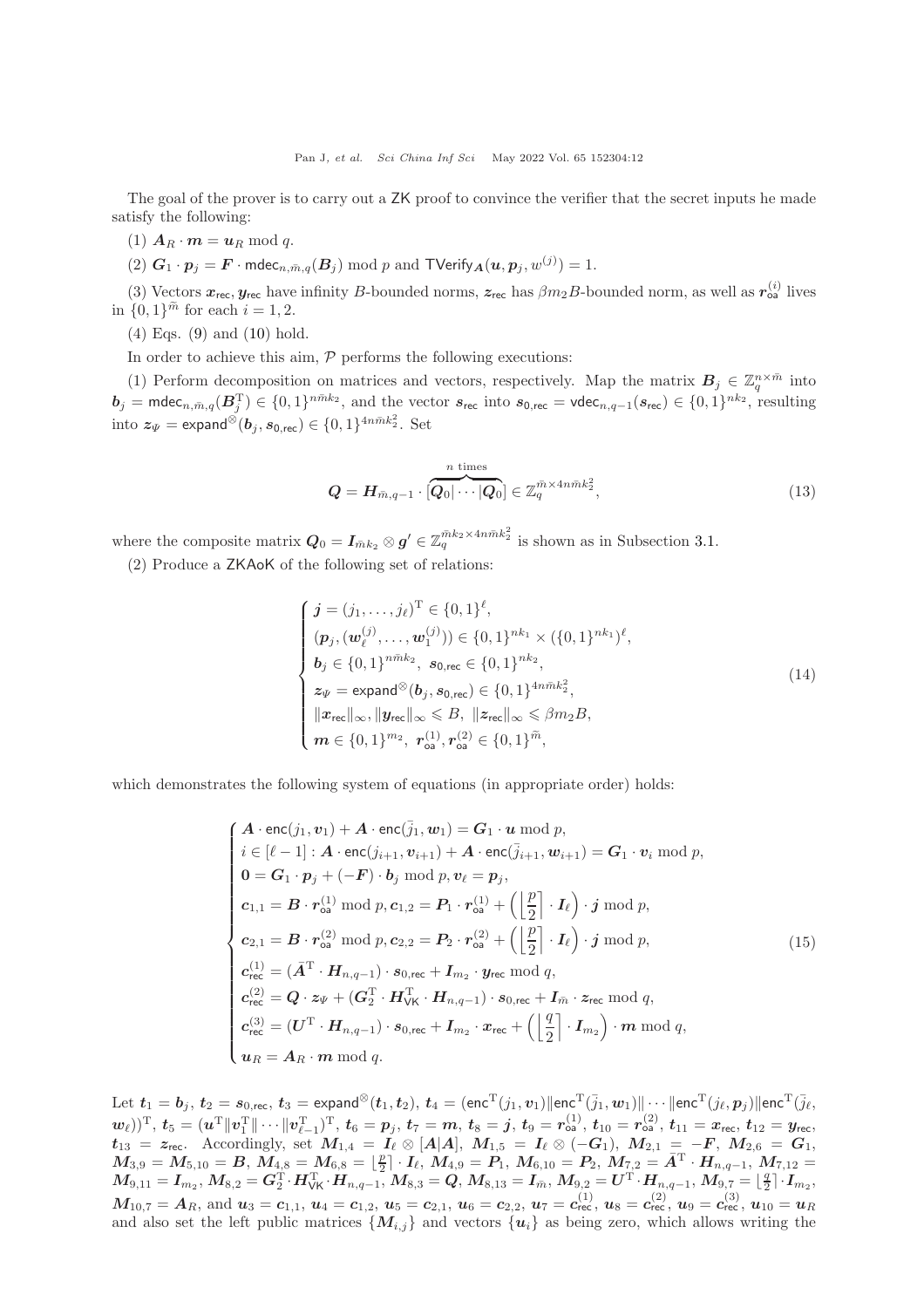The goal of the prover is to carry out a ZK proof to convince the verifier that the secret inputs he made satisfy the following:

(1) $\boldsymbol{A}_R \cdot \boldsymbol{m} = \boldsymbol{u}_R \bmod q$.

(2) $\boldsymbol{G}_1 \cdot \boldsymbol{p}_j = \boldsymbol{F} \cdot \mathsf{mdec}_{n,\bar{m},q}(\boldsymbol{B}_j) \bmod p$ and $\mathsf{TVerify}_{\boldsymbol{A}}(\boldsymbol{u}, \boldsymbol{p}_j, w^{(j)}) = 1$.

(3) Vectors $\boldsymbol{x}_{\mathsf{rec}}, \boldsymbol{y}_{\mathsf{rec}}$ have infinity $B$-bounded norms, $\boldsymbol{z}_{\mathsf{rec}}$ has $\beta m_2 B$-bounded norm, as well as $\boldsymbol{r}_{\mathsf{oa}}^{(i)}$ lives in $\{0,1\}^{\widetilde{m}}$ for each $i = 1, 2$.

(4) Eqs. (9) and (10) hold.

In order to achieve this aim, $\mathcal{P}$ performs the following executions:

(1) Perform decomposition on matrices and vectors, respectively. Map the matrix $\boldsymbol{B}_j \in \mathbb{Z}_q^{n \times \bar{m}}$ into $\boldsymbol{b}_j = \mathsf{mdec}_{n,\bar{m},q}(\boldsymbol{B}_j^{\mathrm{T}}) \in \{0,1\}^{n\bar{m}k_2}$, and the vector $\boldsymbol{s}_{\mathsf{rec}}$ into $\boldsymbol{s}_{0,\mathsf{rec}} = \mathsf{vdec}_{n,q-1}(\boldsymbol{s}_{\mathsf{rec}}) \in \{0,1\}^{nk_2}$, resulting into $\boldsymbol{z}_{\Psi} = \mathsf{expand}^{\otimes}(\boldsymbol{b}_j, \boldsymbol{s}_{0,\mathsf{rec}}) \in \{0,1\}^{4n\bar{m}k_2^2}$. Set

$$\boldsymbol{Q} = \boldsymbol{H}_{\bar{m},q-1} \cdot \overbrace{[\boldsymbol{Q}_0|\cdots|\boldsymbol{Q}_0]}^{n \text{ times}} \in \mathbb{Z}_q^{\bar{m} \times 4n\bar{m}k_2^2}, \tag{13}$$

where the composite matrix $\boldsymbol{Q}_0 = \boldsymbol{I}_{\bar{m}k_2} \otimes \boldsymbol{g}' \in \mathbb{Z}_q^{\bar{m}k_2 \times 4n\bar{m}k_2^2}$ is shown as in Subsection 3.1.

(2) Produce a ZKAoK of the following set of relations:

$$\begin{cases} \boldsymbol{j} = (j_1, \ldots, j_\ell)^{\mathrm{T}} \in \{0,1\}^\ell, \\ (\boldsymbol{p}_j, (\boldsymbol{w}_\ell^{(j)}, \ldots, \boldsymbol{w}_1^{(j)})) \in \{0,1\}^{nk_1} \times (\{0,1\}^{nk_1})^\ell, \\ \boldsymbol{b}_j \in \{0,1\}^{n\bar{m}k_2}, \ \boldsymbol{s}_{0,\mathsf{rec}} \in \{0,1\}^{nk_2}, \\ \boldsymbol{z}_{\Psi} = \mathsf{expand}^{\otimes}(\boldsymbol{b}_j, \boldsymbol{s}_{0,\mathsf{rec}}) \in \{0,1\}^{4n\bar{m}k_2^2}, \\ \|\boldsymbol{x}_{\mathsf{rec}}\|_\infty, \|\boldsymbol{y}_{\mathsf{rec}}\|_\infty \leqslant B, \ \|\boldsymbol{z}_{\mathsf{rec}}\|_\infty \leqslant \beta m_2 B, \\ \boldsymbol{m} \in \{0,1\}^{m_2}, \ \boldsymbol{r}_{\mathsf{oa}}^{(1)}, \boldsymbol{r}_{\mathsf{oa}}^{(2)} \in \{0,1\}^{\widetilde{m}}, \end{cases} \tag{14}$$

which demonstrates the following system of equations (in appropriate order) holds:

$$\begin{cases} \boldsymbol{A} \cdot \mathsf{enc}(j_1, \boldsymbol{v}_1) + \boldsymbol{A} \cdot \mathsf{enc}(\bar{j}_1, \boldsymbol{w}_1) = \boldsymbol{G}_1 \cdot \boldsymbol{u} \bmod p, \\ i \in [\ell-1] : \boldsymbol{A} \cdot \mathsf{enc}(j_{i+1}, \boldsymbol{v}_{i+1}) + \boldsymbol{A} \cdot \mathsf{enc}(\bar{j}_{i+1}, \boldsymbol{w}_{i+1}) = \boldsymbol{G}_1 \cdot \boldsymbol{v}_i \bmod p, \\ \boldsymbol{0} = \boldsymbol{G}_1 \cdot \boldsymbol{p}_j + (-\boldsymbol{F}) \cdot \boldsymbol{b}_j \bmod p, \boldsymbol{v}_\ell = \boldsymbol{p}_j, \\ \boldsymbol{c}_{1,1} = \boldsymbol{B} \cdot \boldsymbol{r}_{\mathsf{oa}}^{(1)} \bmod p, \boldsymbol{c}_{1,2} = \boldsymbol{P}_1 \cdot \boldsymbol{r}_{\mathsf{oa}}^{(1)} + \left( \left\lfloor \dfrac{p}{2} \right\rceil \cdot \boldsymbol{I}_\ell \right) \cdot \boldsymbol{j} \bmod p, \\ \boldsymbol{c}_{2,1} = \boldsymbol{B} \cdot \boldsymbol{r}_{\mathsf{oa}}^{(2)} \bmod p, \boldsymbol{c}_{2,2} = \boldsymbol{P}_2 \cdot \boldsymbol{r}_{\mathsf{oa}}^{(2)} + \left( \left\lfloor \dfrac{p}{2} \right\rceil \cdot \boldsymbol{I}_\ell \right) \cdot \boldsymbol{j} \bmod p, \\ \boldsymbol{c}_{\mathsf{rec}}^{(1)} = (\bar{\boldsymbol{A}}^{\mathrm{T}} \cdot \boldsymbol{H}_{n,q-1}) \cdot \boldsymbol{s}_{0,\mathsf{rec}} + \boldsymbol{I}_{m_2} \cdot \boldsymbol{y}_{\mathsf{rec}} \bmod q, \\ \boldsymbol{c}_{\mathsf{rec}}^{(2)} = \boldsymbol{Q} \cdot \boldsymbol{z}_{\Psi} + (\boldsymbol{G}_2^{\mathrm{T}} \cdot \boldsymbol{H}_{\mathsf{VK}}^{\mathrm{T}} \cdot \boldsymbol{H}_{n,q-1}) \cdot \boldsymbol{s}_{0,\mathsf{rec}} + \boldsymbol{I}_{\bar{m}} \cdot \boldsymbol{z}_{\mathsf{rec}} \bmod q, \\ \boldsymbol{c}_{\mathsf{rec}}^{(3)} = (\boldsymbol{U}^{\mathrm{T}} \cdot \boldsymbol{H}_{n,q-1}) \cdot \boldsymbol{s}_{0,\mathsf{rec}} + \boldsymbol{I}_{m_2} \cdot \boldsymbol{x}_{\mathsf{rec}} + \left( \left\lfloor \dfrac{q}{2} \right\rceil \cdot \boldsymbol{I}_{m_2} \right) \cdot \boldsymbol{m} \bmod q, \\ \boldsymbol{u}_R = \boldsymbol{A}_R \cdot \boldsymbol{m} \bmod q. \end{cases} \tag{15}$$

Let $\boldsymbol{t}_1 = \boldsymbol{b}_j$, $\boldsymbol{t}_2 = \boldsymbol{s}_{0,\mathsf{rec}}$, $\boldsymbol{t}_3 = \mathsf{expand}^{\otimes}(\boldsymbol{t}_1, \boldsymbol{t}_2)$, $\boldsymbol{t}_4 = (\mathsf{enc}^{\mathrm{T}}(j_1, \boldsymbol{v}_1) \| \mathsf{enc}^{\mathrm{T}}(\bar{j}_1, \boldsymbol{w}_1) \| \cdots \| \mathsf{enc}^{\mathrm{T}}(j_\ell, \boldsymbol{p}_j) \| \mathsf{enc}^{\mathrm{T}}(\bar{j}_\ell, \boldsymbol{w}_\ell))^{\mathrm{T}}$, $\boldsymbol{t}_5 = (\boldsymbol{u}^{\mathrm{T}} \| \boldsymbol{v}_1^{\mathrm{T}} \| \cdots \| \boldsymbol{v}_{\ell-1}^{\mathrm{T}})^{\mathrm{T}}$, $\boldsymbol{t}_6 = \boldsymbol{p}_j$, $\boldsymbol{t}_7 = \boldsymbol{m}$, $\boldsymbol{t}_8 = \boldsymbol{j}$, $\boldsymbol{t}_9 = \boldsymbol{r}_{\mathsf{oa}}^{(1)}$, $\boldsymbol{t}_{10} = \boldsymbol{r}_{\mathsf{oa}}^{(2)}$, $\boldsymbol{t}_{11} = \boldsymbol{x}_{\mathsf{rec}}$, $\boldsymbol{t}_{12} = \boldsymbol{y}_{\mathsf{rec}}$, $\boldsymbol{t}_{13} = \boldsymbol{z}_{\mathsf{rec}}$. Accordingly, set $\boldsymbol{M}_{1,4} = \boldsymbol{I}_\ell \otimes [\boldsymbol{A}|\boldsymbol{A}]$, $\boldsymbol{M}_{1,5} = \boldsymbol{I}_\ell \otimes (-\boldsymbol{G}_1)$, $\boldsymbol{M}_{2,1} = -\boldsymbol{F}$, $\boldsymbol{M}_{2,6} = \boldsymbol{G}_1$, $\boldsymbol{M}_{3,9} = \boldsymbol{M}_{5,10} = \boldsymbol{B}$, $\boldsymbol{M}_{4,8} = \boldsymbol{M}_{6,8} = \lfloor \frac{p}{2} \rceil \cdot \boldsymbol{I}_\ell$, $\boldsymbol{M}_{4,9} = \boldsymbol{P}_1$, $\boldsymbol{M}_{6,10} = \boldsymbol{P}_2$, $\boldsymbol{M}_{7,2} = \bar{\boldsymbol{A}}^{\mathrm{T}} \cdot \boldsymbol{H}_{n,q-1}$, $\boldsymbol{M}_{7,12} = \boldsymbol{M}_{9,11} = \boldsymbol{I}_{m_2}$, $\boldsymbol{M}_{8,2} = \boldsymbol{G}_2^{\mathrm{T}} \cdot \boldsymbol{H}_{\mathsf{VK}}^{\mathrm{T}} \cdot \boldsymbol{H}_{n,q-1}$, $\boldsymbol{M}_{8,3} = \boldsymbol{Q}$, $\boldsymbol{M}_{8,13} = \boldsymbol{I}_{\bar{m}}$, $\boldsymbol{M}_{9,2} = \boldsymbol{U}^{\mathrm{T}} \cdot \boldsymbol{H}_{n,q-1}$, $\boldsymbol{M}_{9,7} = \lfloor \frac{q}{2} \rceil \cdot \boldsymbol{I}_{m_2}$, $\boldsymbol{M}_{10,7} = \boldsymbol{A}_R$, and $\boldsymbol{u}_3 = \boldsymbol{c}_{1,1}$, $\boldsymbol{u}_4 = \boldsymbol{c}_{1,2}$, $\boldsymbol{u}_5 = \boldsymbol{c}_{2,1}$, $\boldsymbol{u}_6 = \boldsymbol{c}_{2,2}$, $\boldsymbol{u}_7 = \boldsymbol{c}_{\mathsf{rec}}^{(1)}$, $\boldsymbol{u}_8 = \boldsymbol{c}_{\mathsf{rec}}^{(2)}$, $\boldsymbol{u}_9 = \boldsymbol{c}_{\mathsf{rec}}^{(3)}$, $\boldsymbol{u}_{10} = \boldsymbol{u}_R$ and also set the left public matrices $\{\boldsymbol{M}_{i,j}\}$ and vectors $\{\boldsymbol{u}_i\}$ as being zero, which allows writing the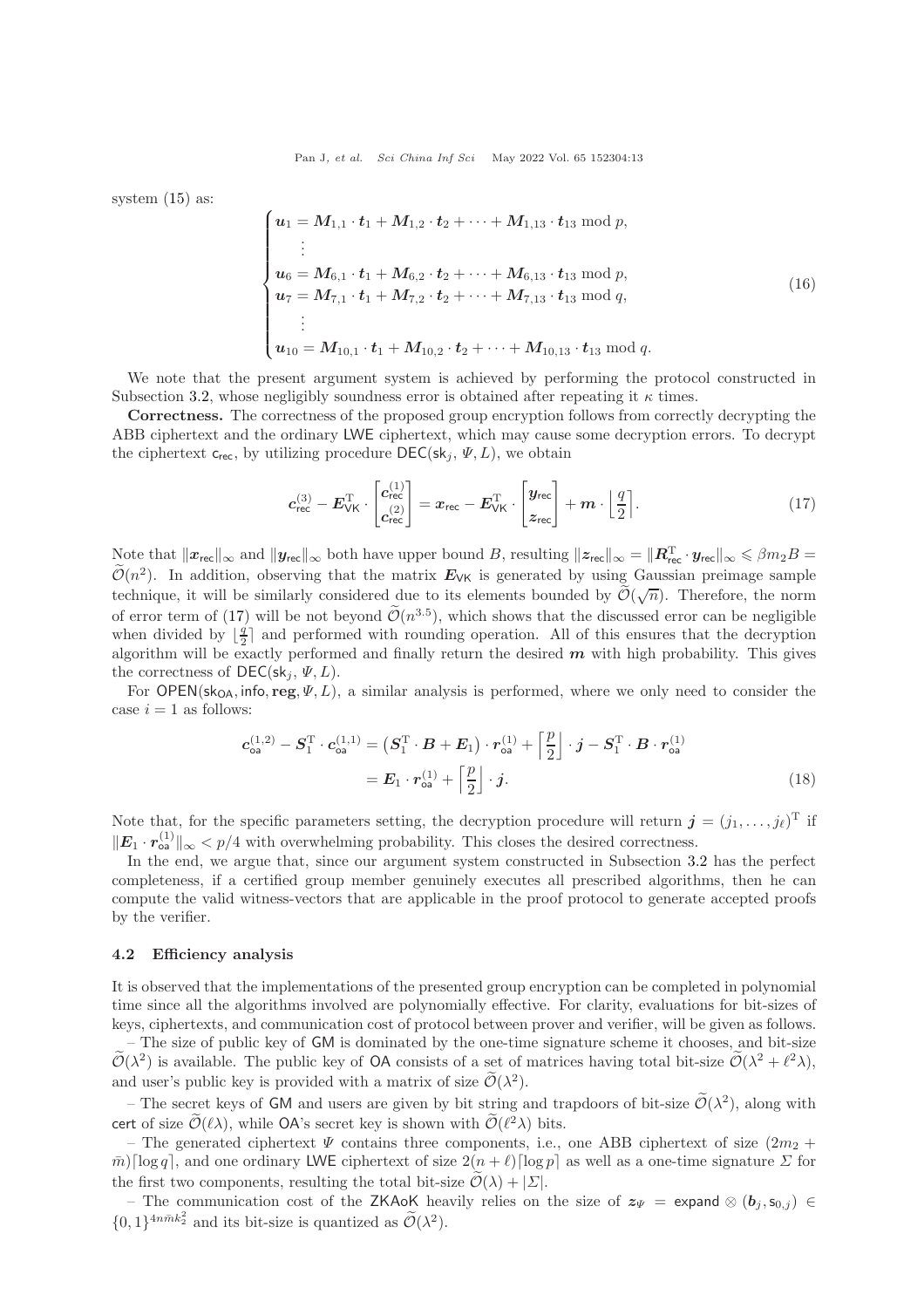system (15) as:

$$
\begin{cases}
\boldsymbol{u}_1 = \boldsymbol{M}_{1,1} \cdot \boldsymbol{t}_1 + \boldsymbol{M}_{1,2} \cdot \boldsymbol{t}_2 + \cdots + \boldsymbol{M}_{1,13} \cdot \boldsymbol{t}_{13} \bmod p, \\
\quad \vdots \\
\boldsymbol{u}_6 = \boldsymbol{M}_{6,1} \cdot \boldsymbol{t}_1 + \boldsymbol{M}_{6,2} \cdot \boldsymbol{t}_2 + \cdots + \boldsymbol{M}_{6,13} \cdot \boldsymbol{t}_{13} \bmod p, \\
\boldsymbol{u}_7 = \boldsymbol{M}_{7,1} \cdot \boldsymbol{t}_1 + \boldsymbol{M}_{7,2} \cdot \boldsymbol{t}_2 + \cdots + \boldsymbol{M}_{7,13} \cdot \boldsymbol{t}_{13} \bmod q, \\
\quad \vdots \\
\boldsymbol{u}_{10} = \boldsymbol{M}_{10,1} \cdot \boldsymbol{t}_1 + \boldsymbol{M}_{10,2} \cdot \boldsymbol{t}_2 + \cdots + \boldsymbol{M}_{10,13} \cdot \boldsymbol{t}_{13} \bmod q.
\end{cases}
\tag{16}
$$

We note that the present argument system is achieved by performing the protocol constructed in Subsection 3.2, whose negligibly soundness error is obtained after repeating it $\kappa$ times.

**Correctness.** The correctness of the proposed group encryption follows from correctly decrypting the ABB ciphertext and the ordinary LWE ciphertext, which may cause some decryption errors. To decrypt the ciphertext $\mathsf{c}_{\mathsf{rec}}$, by utilizing procedure $\mathsf{DEC}(\mathsf{sk}_j, \Psi, L)$, we obtain

$$
\boldsymbol{c}_{\mathsf{rec}}^{(3)} - \boldsymbol{E}_{\mathsf{VK}}^{\mathrm{T}} \cdot \begin{bmatrix} \boldsymbol{c}_{\mathsf{rec}}^{(1)} \\ \boldsymbol{c}_{\mathsf{rec}}^{(2)} \end{bmatrix} = \boldsymbol{x}_{\mathsf{rec}} - \boldsymbol{E}_{\mathsf{VK}}^{\mathrm{T}} \cdot \begin{bmatrix} \boldsymbol{y}_{\mathsf{rec}} \\ \boldsymbol{z}_{\mathsf{rec}} \end{bmatrix} + \boldsymbol{m} \cdot \left\lfloor \frac{q}{2} \right\rceil. \tag{17}
$$

Note that $\|\boldsymbol{x}_{\mathsf{rec}}\|_\infty$ and $\|\boldsymbol{y}_{\mathsf{rec}}\|_\infty$ both have upper bound $B$, resulting $\|\boldsymbol{z}_{\mathsf{rec}}\|_\infty = \|\boldsymbol{R}_{\mathsf{rec}}^{\mathrm{T}} \cdot \boldsymbol{y}_{\mathsf{rec}}\|_\infty \leqslant \beta m_2 B = \widetilde{\mathcal{O}}(n^2)$. In addition, observing that the matrix $\boldsymbol{E}_{\mathsf{VK}}$ is generated by using Gaussian preimage sample technique, it will be similarly considered due to its elements bounded by $\widetilde{\mathcal{O}}(\sqrt{n})$. Therefore, the norm of error term of (17) will be not beyond $\widetilde{\mathcal{O}}(n^{3.5})$, which shows that the discussed error can be negligible when divided by $\lfloor \frac{q}{2} \rceil$ and performed with rounding operation. All of this ensures that the decryption algorithm will be exactly performed and finally return the desired $\boldsymbol{m}$ with high probability. This gives the correctness of $\mathsf{DEC}(\mathsf{sk}_j, \Psi, L)$.

For $\mathsf{OPEN}(\mathsf{sk}_{\mathsf{OA}}, \mathsf{info}, \mathbf{reg}, \Psi, L)$, a similar analysis is performed, where we only need to consider the case $i = 1$ as follows:

$$
\begin{aligned}
\boldsymbol{c}_{\mathsf{oa}}^{(1,2)} - \boldsymbol{S}_1^{\mathrm{T}} \cdot \boldsymbol{c}_{\mathsf{oa}}^{(1,1)} &= \left(\boldsymbol{S}_1^{\mathrm{T}} \cdot \boldsymbol{B} + \boldsymbol{E}_1\right) \cdot \boldsymbol{r}_{\mathsf{oa}}^{(1)} + \left\lceil \frac{p}{2} \right\rfloor \cdot \boldsymbol{j} - \boldsymbol{S}_1^{\mathrm{T}} \cdot \boldsymbol{B} \cdot \boldsymbol{r}_{\mathsf{oa}}^{(1)} \\
&= \boldsymbol{E}_1 \cdot \boldsymbol{r}_{\mathsf{oa}}^{(1)} + \left\lceil \frac{p}{2} \right\rfloor \cdot \boldsymbol{j}.
\end{aligned}
\tag{18}
$$

Note that, for the specific parameters setting, the decryption procedure will return $\boldsymbol{j} = (j_1, \ldots, j_\ell)^{\mathrm{T}}$ if $\|\boldsymbol{E}_1 \cdot \boldsymbol{r}_{\mathsf{oa}}^{(1)}\|_\infty < p/4$ with overwhelming probability. This closes the desired correctness.

In the end, we argue that, since our argument system constructed in Subsection 3.2 has the perfect completeness, if a certified group member genuinely executes all prescribed algorithms, then he can compute the valid witness-vectors that are applicable in the proof protocol to generate accepted proofs by the verifier.

### 4.2 Efficiency analysis

It is observed that the implementations of the presented group encryption can be completed in polynomial time since all the algorithms involved are polynomially effective. For clarity, evaluations for bit-sizes of keys, ciphertexts, and communication cost of protocol between prover and verifier, will be given as follows.

– The size of public key of GM is dominated by the one-time signature scheme it chooses, and bit-size $\widetilde{\mathcal{O}}(\lambda^2)$ is available. The public key of OA consists of a set of matrices having total bit-size $\widetilde{\mathcal{O}}(\lambda^2 + \ell^2\lambda)$, and user's public key is provided with a matrix of size $\widetilde{\mathcal{O}}(\lambda^2)$.

– The secret keys of GM and users are given by bit string and trapdoors of bit-size $\widetilde{\mathcal{O}}(\lambda^2)$, along with cert of size $\widetilde{\mathcal{O}}(\ell\lambda)$, while OA's secret key is shown with $\widetilde{\mathcal{O}}(\ell^2\lambda)$ bits.

– The generated ciphertext $\Psi$ contains three components, i.e., one ABB ciphertext of size $(2m_2 + \bar{m})\lceil \log q \rceil$, and one ordinary LWE ciphertext of size $2(n + \ell)\lceil \log p \rceil$ as well as a one-time signature $\Sigma$ for the first two components, resulting the total bit-size $\widetilde{\mathcal{O}}(\lambda) + |\Sigma|$.

– The communication cost of the ZKAoK heavily relies on the size of $\boldsymbol{z}_\Psi = \mathsf{expand} \otimes (\boldsymbol{b}_j, \mathsf{s}_{0,j}) \in \{0,1\}^{4n\bar{m}k_2^2}$ and its bit-size is quantized as $\widetilde{\mathcal{O}}(\lambda^2)$.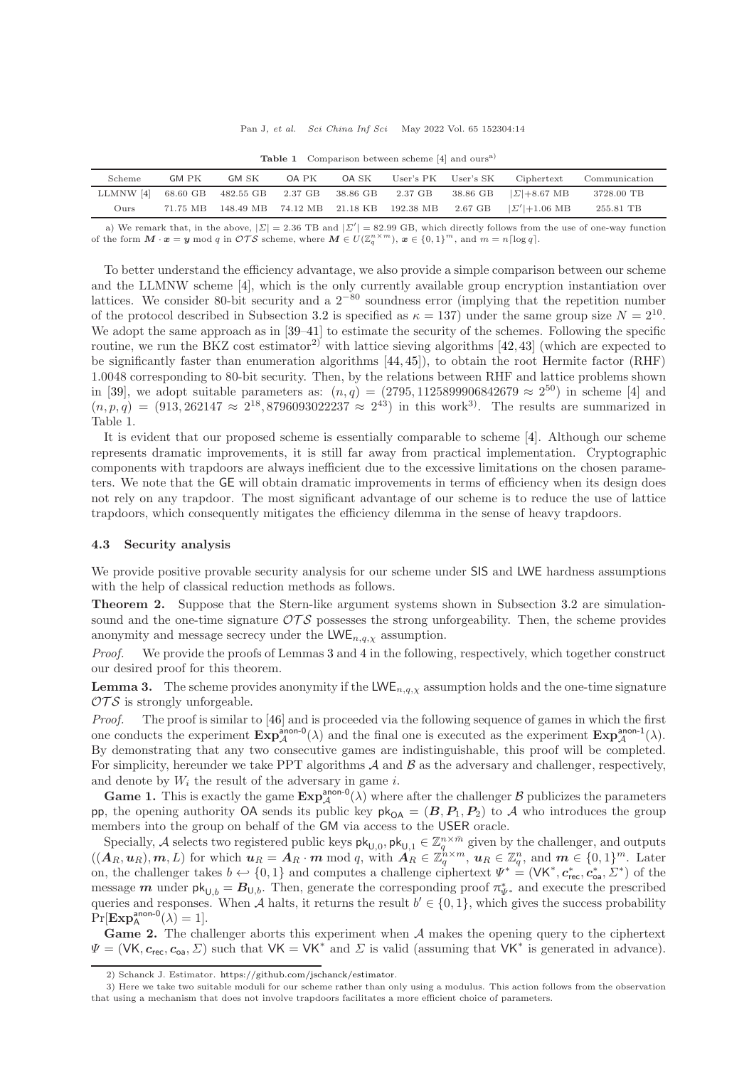**Table 1** Comparison between scheme [4] and ours[a)]

| Scheme | GM PK | GM SK | OA PK | OA SK | User's PK | User's SK | Ciphertext | Communication |
|---|---|---|---|---|---|---|---|---|
| LLMNW [4] | 68.60 GB | 482.55 GB | 2.37 GB | 38.86 GB | 2.37 GB | 38.86 GB | $\|\Sigma\|$+8.67 MB | 3728.00 TB |
| Ours | 71.75 MB | 148.49 MB | 74.12 MB | 21.18 KB | 192.38 MB | 2.67 GB | $\|\Sigma'\|$+1.06 MB | 255.81 TB |

a) We remark that, in the above, $|\Sigma| = 2.36$ TB and $|\Sigma'| = 82.99$ GB, which directly follows from the use of one-way function of the form $\boldsymbol{M} \cdot \boldsymbol{x} = \boldsymbol{y} \bmod q$ in $\mathcal{OTS}$ scheme, where $\boldsymbol{M} \in U(\mathbb{Z}_q^{n\times m})$, $\boldsymbol{x} \in \{0,1\}^m$, and $m = n\lceil \log q\rceil$.

To better understand the efficiency advantage, we also provide a simple comparison between our scheme and the LLMNW scheme [4], which is the only currently available group encryption instantiation over lattices. We consider 80-bit security and a $2^{-80}$ soundness error (implying that the repetition number of the protocol described in Subsection 3.2 is specified as $\kappa = 137$) under the same group size $N = 2^{10}$. We adopt the same approach as in [39–41] to estimate the security of the schemes. Following the specific routine, we run the BKZ cost estimator[2)] with lattice sieving algorithms [42, 43] (which are expected to be significantly faster than enumeration algorithms [44, 45]), to obtain the root Hermite factor (RHF) 1.0048 corresponding to 80-bit security. Then, by the relations between RHF and lattice problems shown in [39], we adopt suitable parameters as: $(n, q) = (2795, 1125899906842679 \approx 2^{50})$ in scheme [4] and $(n, p, q) = (913, 262147 \approx 2^{18}, 8796093022237 \approx 2^{43})$ in this work[3)]. The results are summarized in Table 1.

It is evident that our proposed scheme is essentially comparable to scheme [4]. Although our scheme represents dramatic improvements, it is still far away from practical implementation. Cryptographic components with trapdoors are always inefficient due to the excessive limitations on the chosen parameters. We note that the GE will obtain dramatic improvements in terms of efficiency when its design does not rely on any trapdoor. The most significant advantage of our scheme is to reduce the use of lattice trapdoors, which consequently mitigates the efficiency dilemma in the sense of heavy trapdoors.

### 4.3 Security analysis

We provide positive provable security analysis for our scheme under SIS and LWE hardness assumptions with the help of classical reduction methods as follows.

**Theorem 2.** Suppose that the Stern-like argument systems shown in Subsection 3.2 are simulation-sound and the one-time signature $\mathcal{OTS}$ possesses the strong unforgeability. Then, the scheme provides anonymity and message secrecy under the $\mathsf{LWE}_{n,q,\chi}$ assumption.

*Proof.* We provide the proofs of Lemmas 3 and 4 in the following, respectively, which together construct our desired proof for this theorem.

**Lemma 3.** The scheme provides anonymity if the $\mathsf{LWE}_{n,q,\chi}$ assumption holds and the one-time signature $\mathcal{OTS}$ is strongly unforgeable.

*Proof.* The proof is similar to [46] and is proceeded via the following sequence of games in which the first one conducts the experiment $\mathbf{Exp}_{\mathcal{A}}^{\mathsf{anon}\text{-}0}(\lambda)$ and the final one is executed as the experiment $\mathbf{Exp}_{\mathcal{A}}^{\mathsf{anon}\text{-}1}(\lambda)$. By demonstrating that any two consecutive games are indistinguishable, this proof will be completed. For simplicity, hereunder we take PPT algorithms $\mathcal{A}$ and $\mathcal{B}$ as the adversary and challenger, respectively, and denote by $W_i$ the result of the adversary in game $i$.

**Game 1.** This is exactly the game $\mathbf{Exp}_{\mathcal{A}}^{\mathsf{anon}\text{-}0}(\lambda)$ where after the challenger $\mathcal{B}$ publicizes the parameters $\mathsf{pp}$, the opening authority OA sends its public key $\mathsf{pk}_{\mathsf{OA}} = (\boldsymbol{B}, \boldsymbol{P}_1, \boldsymbol{P}_2)$ to $\mathcal{A}$ who introduces the group members into the group on behalf of the GM via access to the USER oracle.

Specially, $\mathcal{A}$ selects two registered public keys $\mathsf{pk}_{\mathsf{U},0}, \mathsf{pk}_{\mathsf{U},1} \in \mathbb{Z}_q^{n\times \bar{m}}$ given by the challenger, and outputs $((\boldsymbol{A}_R, \boldsymbol{u}_R), \boldsymbol{m}, L)$ for which $\boldsymbol{u}_R = \boldsymbol{A}_R \cdot \boldsymbol{m} \bmod q$, with $\boldsymbol{A}_R \in \mathbb{Z}_q^{n\times m}$, $\boldsymbol{u}_R \in \mathbb{Z}_q^n$, and $\boldsymbol{m} \in \{0,1\}^m$. Later on, the challenger takes $b \hookleftarrow \{0,1\}$ and computes a challenge ciphertext $\Psi^* = (\mathsf{VK}^*, \boldsymbol{c}_{\mathsf{rec}}^*, \boldsymbol{c}_{\mathsf{oa}}^*, \Sigma^*)$ of the message $\boldsymbol{m}$ under $\mathsf{pk}_{\mathsf{U},b} = \boldsymbol{B}_{\mathsf{U},b}$. Then, generate the corresponding proof $\pi_{\Psi^*}^*$ and execute the prescribed queries and responses. When $\mathcal{A}$ halts, it returns the result $b' \in \{0,1\}$, which gives the success probability $\Pr[\mathbf{Exp}_{\mathsf{A}}^{\mathsf{anon}\text{-}0}(\lambda) = 1]$.

**Game 2.** The challenger aborts this experiment when $\mathcal{A}$ makes the opening query to the ciphertext $\Psi = (\mathsf{VK}, \boldsymbol{c}_{\mathsf{rec}}, \boldsymbol{c}_{\mathsf{oa}}, \Sigma)$ such that $\mathsf{VK} = \mathsf{VK}^*$ and $\Sigma$ is valid (assuming that $\mathsf{VK}^*$ is generated in advance).

2) Schanck J. Estimator. https://github.com/jschanck/estimator.

3) Here we take two suitable moduli for our scheme rather than only using a modulus. This action follows from the observation that using a mechanism that does not involve trapdoors facilitates a more efficient choice of parameters.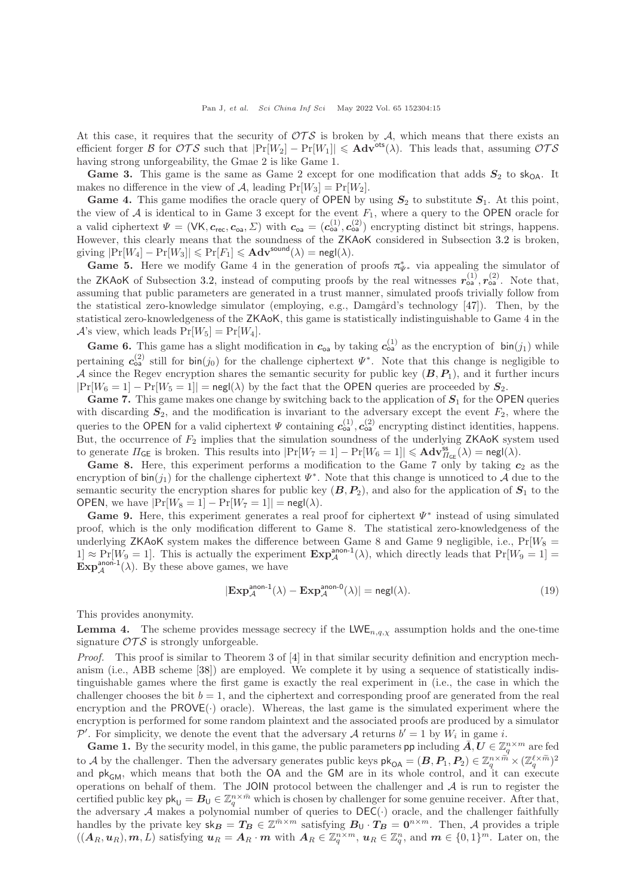At this case, it requires that the security of $\mathcal{OTS}$ is broken by $\mathcal{A}$, which means that there exists an efficient forger $\mathcal{B}$ for $\mathcal{OTS}$ such that $|\Pr[W_2] - \Pr[W_1]| \leqslant \mathbf{Adv}^{\mathsf{ots}}(\lambda)$. This leads that, assuming $\mathcal{OTS}$ having strong unforgeability, the Gmae 2 is like Game 1.

**Game 3.** This game is the same as Game 2 except for one modification that adds $\boldsymbol{S}_2$ to $\mathsf{sk}_{\mathsf{OA}}$. It makes no difference in the view of $\mathcal{A}$, leading $\Pr[W_3] = \Pr[W_2]$.

**Game 4.** This game modifies the oracle query of $\mathsf{OPEN}$ by using $\boldsymbol{S}_2$ to substitute $\boldsymbol{S}_1$. At this point, the view of $\mathcal{A}$ is identical to in Game 3 except for the event $F_1$, where a query to the $\mathsf{OPEN}$ oracle for a valid ciphertext $\Psi = (\mathsf{VK}, \boldsymbol{c}_{\mathsf{rec}}, \boldsymbol{c}_{\mathsf{oa}}, \Sigma)$ with $\boldsymbol{c}_{\mathsf{oa}} = (\boldsymbol{c}_{\mathsf{oa}}^{(1)}, \boldsymbol{c}_{\mathsf{oa}}^{(2)})$ encrypting distinct bit strings, happens. However, this clearly means that the soundness of the $\mathsf{ZKAoK}$ considered in Subsection 3.2 is broken, giving $|\Pr[W_4] - \Pr[W_3]| \leqslant \Pr[F_1] \leqslant \mathbf{Adv}^{\mathsf{sound}}(\lambda) = \mathsf{negl}(\lambda)$.

**Game 5.** Here we modify Game 4 in the generation of proofs $\pi^*_{\Psi^*}$ via appealing the simulator of the $\mathsf{ZKAoK}$ of Subsection 3.2, instead of computing proofs by the real witnesses $\boldsymbol{r}_{\mathsf{oa}}^{(1)}, \boldsymbol{r}_{\mathsf{oa}}^{(2)}$. Note that, assuming that public parameters are generated in a trust manner, simulated proofs trivially follow from the statistical zero-knowledge simulator (employing, e.g., Damgård's technology [47]). Then, by the statistical zero-knowledgeness of the $\mathsf{ZKAoK}$, this game is statistically indistinguishable to Game 4 in the $\mathcal{A}$'s view, which leads $\Pr[W_5] = \Pr[W_4]$.

**Game 6.** This game has a slight modification in $\boldsymbol{c}_{\mathsf{oa}}$ by taking $\boldsymbol{c}_{\mathsf{oa}}^{(1)}$ as the encryption of $\mathsf{bin}(j_1)$ while pertaining $\boldsymbol{c}_{\mathsf{oa}}^{(2)}$ still for $\mathsf{bin}(j_0)$ for the challenge ciphertext $\Psi^*$. Note that this change is negligible to $\mathcal{A}$ since the Regev encryption shares the semantic security for public key $(\boldsymbol{B}, \boldsymbol{P}_1)$, and it further incurs $|\Pr[W_6 = 1] - \Pr[W_5 = 1]| = \mathsf{negl}(\lambda)$ by the fact that the $\mathsf{OPEN}$ queries are proceeded by $\boldsymbol{S}_2$.

**Game 7.** This game makes one change by switching back to the application of $\boldsymbol{S}_1$ for the $\mathsf{OPEN}$ queries with discarding $\boldsymbol{S}_2$, and the modification is invariant to the adversary except the event $F_2$, where the queries to the $\mathsf{OPEN}$ for a valid ciphertext $\Psi$ containing $\boldsymbol{c}_{\mathsf{oa}}^{(1)}, \boldsymbol{c}_{\mathsf{oa}}^{(2)}$ encrypting distinct identities, happens. But, the occurrence of $F_2$ implies that the simulation soundness of the underlying $\mathsf{ZKAoK}$ system used to generate $\Pi_{\mathsf{GE}}$ is broken. This results into $|\Pr[W_7 = 1] - \Pr[W_6 = 1]| \leqslant \mathbf{Adv}^{\mathsf{ss}}_{\Pi_{\mathsf{GE}}}(\lambda) = \mathsf{negl}(\lambda)$.

**Game 8.** Here, this experiment performs a modification to the Game 7 only by taking $\boldsymbol{c}_2$ as the encryption of $\mathsf{bin}(j_1)$ for the challenge ciphertext $\Psi^*$. Note that this change is unnoticed to $\mathcal{A}$ due to the semantic security the encryption shares for public key $(\boldsymbol{B}, \boldsymbol{P}_2)$, and also for the application of $\boldsymbol{S}_1$ to the $\mathsf{OPEN}$, we have $|\Pr[W_8 = 1] - \Pr[W_7 = 1]| = \mathsf{negl}(\lambda)$.

**Game 9.** Here, this experiment generates a real proof for ciphertext $\Psi^*$ instead of using simulated proof, which is the only modification different to Game 8. The statistical zero-knowledgeness of the underlying $\mathsf{ZKAoK}$ system makes the difference between Game 8 and Game 9 negligible, i.e., $\Pr[W_8 = 1] \approx \Pr[W_9 = 1]$. This is actually the experiment $\mathbf{Exp}^{\mathsf{anon}\text{-}1}_{\mathcal{A}}(\lambda)$, which directly leads that $\Pr[W_9 = 1] = \mathbf{Exp}^{\mathsf{anon}\text{-}1}_{\mathcal{A}}(\lambda)$. By these above games, we have

$$|\mathbf{Exp}^{\mathsf{anon}\text{-}1}_{\mathcal{A}}(\lambda) - \mathbf{Exp}^{\mathsf{anon}\text{-}0}_{\mathcal{A}}(\lambda)| = \mathsf{negl}(\lambda). \tag{19}$$

This provides anonymity.

**Lemma 4.** The scheme provides message secrecy if the $\mathsf{LWE}_{n,q,\chi}$ assumption holds and the one-time signature $\mathcal{OTS}$ is strongly unforgeable.

*Proof.* This proof is similar to Theorem 3 of [4] in that similar security definition and encryption mechanism (i.e., ABB scheme [38]) are employed. We complete it by using a sequence of statistically indistinguishable games where the first game is exactly the real experiment in (i.e., the case in which the challenger chooses the bit $b = 1$, and the ciphertext and corresponding proof are generated from the real encryption and the $\mathsf{PROVE}(\cdot)$ oracle). Whereas, the last game is the simulated experiment where the encryption is performed for some random plaintext and the associated proofs are produced by a simulator $\mathcal{P}'$. For simplicity, we denote the event that the adversary $\mathcal{A}$ returns $b' = 1$ by $W_i$ in game $i$.

**Game 1.** By the security model, in this game, the public parameters $\mathsf{pp}$ including $\bar{\boldsymbol{A}}, \boldsymbol{U} \in \mathbb{Z}_q^{n\times m}$ are fed to $\mathcal{A}$ by the challenger. Then the adversary generates public keys $\mathsf{pk}_{\mathsf{OA}} = (\boldsymbol{B}, \boldsymbol{P}_1, \boldsymbol{P}_2) \in \mathbb{Z}_q^{n\times \bar{m}} \times (\mathbb{Z}_q^{\ell\times \bar{m}})^2$ and $\mathsf{pk}_{\mathsf{GM}}$, which means that both the OA and the GM are in its whole control, and it can execute operations on behalf of them. The $\mathsf{JOIN}$ protocol between the challenger and $\mathcal{A}$ is run to register the certified public key $\mathsf{pk}_{\mathsf{U}} = \boldsymbol{B}_{\mathsf{U}} \in \mathbb{Z}_q^{n\times \bar{m}}$ which is chosen by challenger for some genuine receiver. After that, the adversary $\mathcal{A}$ makes a polynomial number of queries to $\mathsf{DEC}(\cdot)$ oracle, and the challenger faithfully handles by the private key $\mathsf{sk}_{\boldsymbol{B}} = \boldsymbol{T}_{\boldsymbol{B}} \in \mathbb{Z}^{\bar{m}\times m}$ satisfying $\boldsymbol{B}_{\mathsf{U}} \cdot \boldsymbol{T}_{\boldsymbol{B}} = \boldsymbol{0}^{n\times m}$. Then, $\mathcal{A}$ provides a triple $((\boldsymbol{A}_R, \boldsymbol{u}_R), \boldsymbol{m}, L)$ satisfying $\boldsymbol{u}_R = \boldsymbol{A}_R \cdot \boldsymbol{m}$ with $\boldsymbol{A}_R \in \mathbb{Z}_q^{n\times m}$, $\boldsymbol{u}_R \in \mathbb{Z}_q^n$, and $\boldsymbol{m} \in \{0,1\}^m$. Later on, the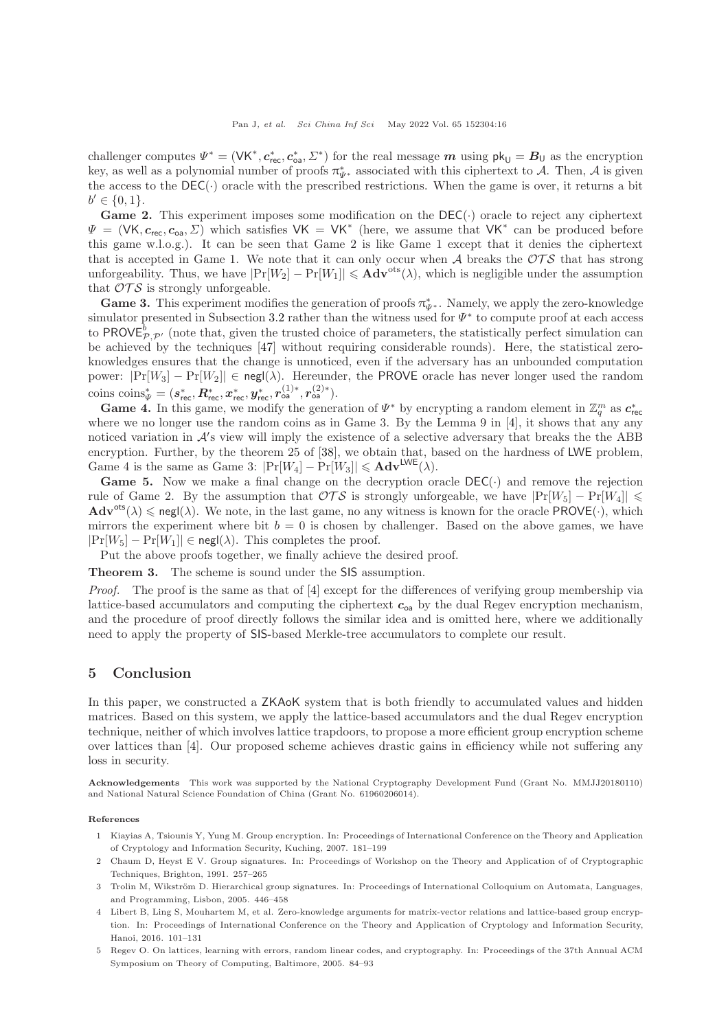challenger computes $\Psi^* = (\mathsf{VK}^*, \boldsymbol{c}_{\mathsf{rec}}^*, \boldsymbol{c}_{\mathsf{oa}}^*, \Sigma^*)$ for the real message $\boldsymbol{m}$ using $\mathsf{pk}_{\mathsf{U}} = \boldsymbol{B}_{\mathsf{U}}$ as the encryption key, as well as a polynomial number of proofs $\pi^*_{\Psi^*}$ associated with this ciphertext to $\mathcal{A}$. Then, $\mathcal{A}$ is given the access to the $\mathsf{DEC}(\cdot)$ oracle with the prescribed restrictions. When the game is over, it returns a bit $b' \in \{0, 1\}$.

**Game 2.** This experiment imposes some modification on the $\mathsf{DEC}(\cdot)$ oracle to reject any ciphertext $\Psi = (\mathsf{VK}, \boldsymbol{c}_{\mathsf{rec}}, \boldsymbol{c}_{\mathsf{oa}}, \Sigma)$ which satisfies $\mathsf{VK} = \mathsf{VK}^*$ (here, we assume that $\mathsf{VK}^*$ can be produced before this game w.l.o.g.). It can be seen that Game 2 is like Game 1 except that it denies the ciphertext that is accepted in Game 1. We note that it can only occur when $\mathcal{A}$ breaks the $\mathcal{OTS}$ that has strong unforgeability. Thus, we have $|\Pr[W_2] - \Pr[W_1]| \leqslant \mathbf{Adv}^{\mathrm{ots}}(\lambda)$, which is negligible under the assumption that $\mathcal{OTS}$ is strongly unforgeable.

**Game 3.** This experiment modifies the generation of proofs $\pi^*_{\Psi^*}$. Namely, we apply the zero-knowledge simulator presented in Subsection 3.2 rather than the witness used for $\Psi^*$ to compute proof at each access to $\mathsf{PROVE}^b_{\mathcal{P},\mathcal{P}'}$ (note that, given the trusted choice of parameters, the statistically perfect simulation can be achieved by the techniques [47] without requiring considerable rounds). Here, the statistical zero-knowledges ensures that the change is unnoticed, even if the adversary has an unbounded computation power: $|\Pr[W_3] - \Pr[W_2]| \in \mathsf{negl}(\lambda)$. Hereunder, the $\mathsf{PROVE}$ oracle has never longer used the random coins $\mathrm{coins}^*_{\Psi} = (\boldsymbol{s}^*_{\mathsf{rec}}, \boldsymbol{R}^*_{\mathsf{rec}}, \boldsymbol{x}^*_{\mathsf{rec}}, \boldsymbol{y}^*_{\mathsf{rec}}, \boldsymbol{r}^{(1)*}_{\mathsf{oa}}, \boldsymbol{r}^{(2)*}_{\mathsf{oa}})$.

**Game 4.** In this game, we modify the generation of $\Psi^*$ by encrypting a random element in $\mathbb{Z}_q^m$ as $\boldsymbol{c}^*_{\mathsf{rec}}$ where we no longer use the random coins as in Game 3. By the Lemma 9 in [4], it shows that any any noticed variation in $\mathcal{A}'$s view will imply the existence of a selective adversary that breaks the the ABB encryption. Further, by the theorem 25 of [38], we obtain that, based on the hardness of $\mathsf{LWE}$ problem, Game 4 is the same as Game 3: $|\Pr[W_4] - \Pr[W_3]| \leqslant \mathbf{Adv}^{\mathsf{LWE}}(\lambda)$.

**Game 5.** Now we make a final change on the decryption oracle $\mathsf{DEC}(\cdot)$ and remove the rejection rule of Game 2. By the assumption that $\mathcal{OTS}$ is strongly unforgeable, we have $|\Pr[W_5] - \Pr[W_4]| \leqslant \mathbf{Adv}^{\mathsf{ots}}(\lambda) \leqslant \mathsf{negl}(\lambda)$. We note, in the last game, no any witness is known for the oracle $\mathsf{PROVE}(\cdot)$, which mirrors the experiment where bit $b = 0$ is chosen by challenger. Based on the above games, we have $|\Pr[W_5] - \Pr[W_1]| \in \mathsf{negl}(\lambda)$. This completes the proof.

Put the above proofs together, we finally achieve the desired proof.

**Theorem 3.** The scheme is sound under the $\mathsf{SIS}$ assumption.

*Proof.* The proof is the same as that of [4] except for the differences of verifying group membership via lattice-based accumulators and computing the ciphertext $\boldsymbol{c}_{\mathsf{oa}}$ by the dual Regev encryption mechanism, and the procedure of proof directly follows the similar idea and is omitted here, where we additionally need to apply the property of $\mathsf{SIS}$-based Merkle-tree accumulators to complete our result.

## 5 Conclusion

In this paper, we constructed a ZKAoK system that is both friendly to accumulated values and hidden matrices. Based on this system, we apply the lattice-based accumulators and the dual Regev encryption technique, neither of which involves lattice trapdoors, to propose a more efficient group encryption scheme over lattices than [4]. Our proposed scheme achieves drastic gains in efficiency while not suffering any loss in security.

**Acknowledgements** This work was supported by the National Cryptography Development Fund (Grant No. MMJJ20180110) and National Natural Science Foundation of China (Grant No. 61960206014).

**References**

1. Kiayias A, Tsiounis Y, Yung M. Group encryption. In: Proceedings of International Conference on the Theory and Application of Cryptology and Information Security, Kuching, 2007. 181–199
2. Chaum D, Heyst E V. Group signatures. In: Proceedings of Workshop on the Theory and Application of of Cryptographic Techniques, Brighton, 1991. 257–265
3. Trolin M, Wikström D. Hierarchical group signatures. In: Proceedings of International Colloquium on Automata, Languages, and Programming, Lisbon, 2005. 446–458
4. Libert B, Ling S, Mouhartem M, et al. Zero-knowledge arguments for matrix-vector relations and lattice-based group encryption. In: Proceedings of International Conference on the Theory and Application of Cryptology and Information Security, Hanoi, 2016. 101–131
5. Regev O. On lattices, learning with errors, random linear codes, and cryptography. In: Proceedings of the 37th Annual ACM Symposium on Theory of Computing, Baltimore, 2005. 84–93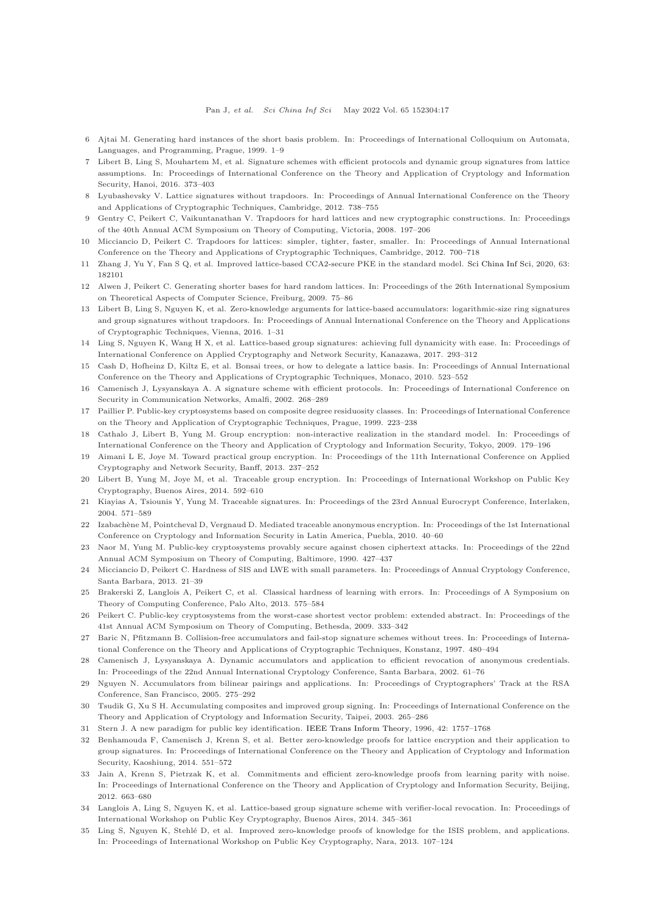6 Ajtai M. Generating hard instances of the short basis problem. In: Proceedings of International Colloquium on Automata, Languages, and Programming, Prague, 1999. 1–9

7 Libert B, Ling S, Mouhartem M, et al. Signature schemes with efficient protocols and dynamic group signatures from lattice assumptions. In: Proceedings of International Conference on the Theory and Application of Cryptology and Information Security, Hanoi, 2016. 373–403

8 Lyubashevsky V. Lattice signatures without trapdoors. In: Proceedings of Annual International Conference on the Theory and Applications of Cryptographic Techniques, Cambridge, 2012. 738–755

9 Gentry C, Peikert C, Vaikuntanathan V. Trapdoors for hard lattices and new cryptographic constructions. In: Proceedings of the 40th Annual ACM Symposium on Theory of Computing, Victoria, 2008. 197–206

10 Micciancio D, Peikert C. Trapdoors for lattices: simpler, tighter, faster, smaller. In: Proceedings of Annual International Conference on the Theory and Applications of Cryptographic Techniques, Cambridge, 2012. 700–718

11 Zhang J, Yu Y, Fan S Q, et al. Improved lattice-based CCA2-secure PKE in the standard model. Sci China Inf Sci, 2020, 63: 182101

12 Alwen J, Peikert C. Generating shorter bases for hard random lattices. In: Proceedings of the 26th International Symposium on Theoretical Aspects of Computer Science, Freiburg, 2009. 75–86

13 Libert B, Ling S, Nguyen K, et al. Zero-knowledge arguments for lattice-based accumulators: logarithmic-size ring signatures and group signatures without trapdoors. In: Proceedings of Annual International Conference on the Theory and Applications of Cryptographic Techniques, Vienna, 2016. 1–31

14 Ling S, Nguyen K, Wang H X, et al. Lattice-based group signatures: achieving full dynamicity with ease. In: Proceedings of International Conference on Applied Cryptography and Network Security, Kanazawa, 2017. 293–312

15 Cash D, Hofheinz D, Kiltz E, et al. Bonsai trees, or how to delegate a lattice basis. In: Proceedings of Annual International Conference on the Theory and Applications of Cryptographic Techniques, Monaco, 2010. 523–552

16 Camenisch J, Lysyanskaya A. A signature scheme with efficient protocols. In: Proceedings of International Conference on Security in Communication Networks, Amalfi, 2002. 268–289

17 Paillier P. Public-key cryptosystems based on composite degree residuosity classes. In: Proceedings of International Conference on the Theory and Application of Cryptographic Techniques, Prague, 1999. 223–238

18 Cathalo J, Libert B, Yung M. Group encryption: non-interactive realization in the standard model. In: Proceedings of International Conference on the Theory and Application of Cryptology and Information Security, Tokyo, 2009. 179–196

19 Aimani L E, Joye M. Toward practical group encryption. In: Proceedings of the 11th International Conference on Applied Cryptography and Network Security, Banff, 2013. 237–252

20 Libert B, Yung M, Joye M, et al. Traceable group encryption. In: Proceedings of International Workshop on Public Key Cryptography, Buenos Aires, 2014. 592–610

21 Kiayias A, Tsiounis Y, Yung M. Traceable signatures. In: Proceedings of the 23rd Annual Eurocrypt Conference, Interlaken, 2004. 571–589

22 Izabachène M, Pointcheval D, Vergnaud D. Mediated traceable anonymous encryption. In: Proceedings of the 1st International Conference on Cryptology and Information Security in Latin America, Puebla, 2010. 40–60

23 Naor M, Yung M. Public-key cryptosystems provably secure against chosen ciphertext attacks. In: Proceedings of the 22nd Annual ACM Symposium on Theory of Computing, Baltimore, 1990. 427–437

24 Micciancio D, Peikert C. Hardness of SIS and LWE with small parameters. In: Proceedings of Annual Cryptology Conference, Santa Barbara, 2013. 21–39

25 Brakerski Z, Langlois A, Peikert C, et al. Classical hardness of learning with errors. In: Proceedings of A Symposium on Theory of Computing Conference, Palo Alto, 2013. 575–584

26 Peikert C. Public-key cryptosystems from the worst-case shortest vector problem: extended abstract. In: Proceedings of the 41st Annual ACM Symposium on Theory of Computing, Bethesda, 2009. 333–342

27 Baric N, Pfitzmann B. Collision-free accumulators and fail-stop signature schemes without trees. In: Proceedings of International Conference on the Theory and Applications of Cryptographic Techniques, Konstanz, 1997. 480–494

28 Camenisch J, Lysyanskaya A. Dynamic accumulators and application to efficient revocation of anonymous credentials. In: Proceedings of the 22nd Annual International Cryptology Conference, Santa Barbara, 2002. 61–76

29 Nguyen N. Accumulators from bilinear pairings and applications. In: Proceedings of Cryptographers' Track at the RSA Conference, San Francisco, 2005. 275–292

30 Tsudik G, Xu S H. Accumulating composites and improved group signing. In: Proceedings of International Conference on the Theory and Application of Cryptology and Information Security, Taipei, 2003. 265–286

31 Stern J. A new paradigm for public key identification. IEEE Trans Inform Theory, 1996, 42: 1757–1768

32 Benhamouda F, Camenisch J, Krenn S, et al. Better zero-knowledge proofs for lattice encryption and their application to group signatures. In: Proceedings of International Conference on the Theory and Application of Cryptology and Information Security, Kaoshiung, 2014. 551–572

33 Jain A, Krenn S, Pietrzak K, et al. Commitments and efficient zero-knowledge proofs from learning parity with noise. In: Proceedings of International Conference on the Theory and Application of Cryptology and Information Security, Beijing, 2012. 663–680

34 Langlois A, Ling S, Nguyen K, et al. Lattice-based group signature scheme with verifier-local revocation. In: Proceedings of International Workshop on Public Key Cryptography, Buenos Aires, 2014. 345–361

35 Ling S, Nguyen K, Stehlé D, et al. Improved zero-knowledge proofs of knowledge for the ISIS problem, and applications. In: Proceedings of International Workshop on Public Key Cryptography, Nara, 2013. 107–124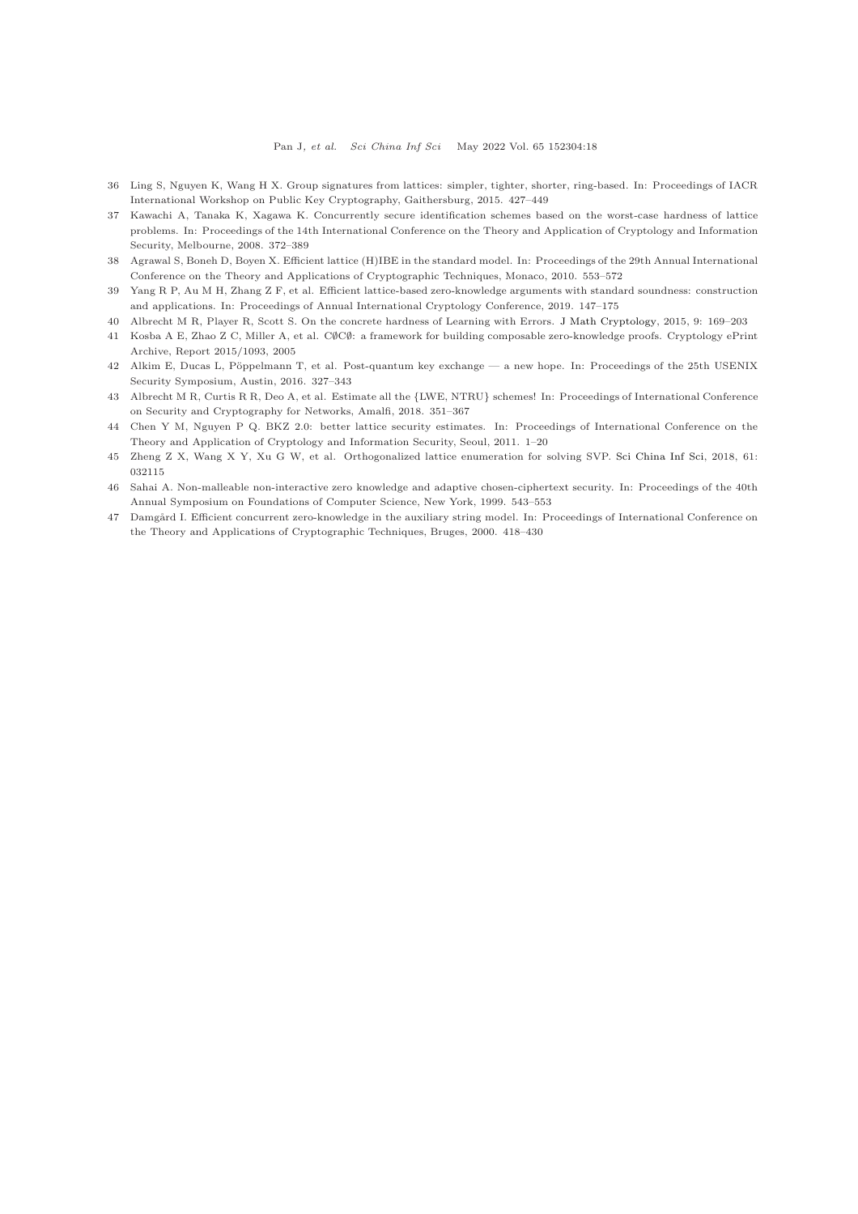36 Ling S, Nguyen K, Wang H X. Group signatures from lattices: simpler, tighter, shorter, ring-based. In: Proceedings of IACR International Workshop on Public Key Cryptography, Gaithersburg, 2015. 427–449

37 Kawachi A, Tanaka K, Xagawa K. Concurrently secure identification schemes based on the worst-case hardness of lattice problems. In: Proceedings of the 14th International Conference on the Theory and Application of Cryptology and Information Security, Melbourne, 2008. 372–389

38 Agrawal S, Boneh D, Boyen X. Efficient lattice (H)IBE in the standard model. In: Proceedings of the 29th Annual International Conference on the Theory and Applications of Cryptographic Techniques, Monaco, 2010. 553–572

39 Yang R P, Au M H, Zhang Z F, et al. Efficient lattice-based zero-knowledge arguments with standard soundness: construction and applications. In: Proceedings of Annual International Cryptology Conference, 2019. 147–175

40 Albrecht M R, Player R, Scott S. On the concrete hardness of Learning with Errors. J Math Cryptology, 2015, 9: 169–203

41 Kosba A E, Zhao Z C, Miller A, et al. C∅C∅: a framework for building composable zero-knowledge proofs. Cryptology ePrint Archive, Report 2015/1093, 2005

42 Alkim E, Ducas L, Pöppelmann T, et al. Post-quantum key exchange — a new hope. In: Proceedings of the 25th USENIX Security Symposium, Austin, 2016. 327–343

43 Albrecht M R, Curtis R R, Deo A, et al. Estimate all the {LWE, NTRU} schemes! In: Proceedings of International Conference on Security and Cryptography for Networks, Amalfi, 2018. 351–367

44 Chen Y M, Nguyen P Q. BKZ 2.0: better lattice security estimates. In: Proceedings of International Conference on the Theory and Application of Cryptology and Information Security, Seoul, 2011. 1–20

45 Zheng Z X, Wang X Y, Xu G W, et al. Orthogonalized lattice enumeration for solving SVP. Sci China Inf Sci, 2018, 61: 032115

46 Sahai A. Non-malleable non-interactive zero knowledge and adaptive chosen-ciphertext security. In: Proceedings of the 40th Annual Symposium on Foundations of Computer Science, New York, 1999. 543–553

47 Damgård I. Efficient concurrent zero-knowledge in the auxiliary string model. In: Proceedings of International Conference on the Theory and Applications of Cryptographic Techniques, Bruges, 2000. 418–430